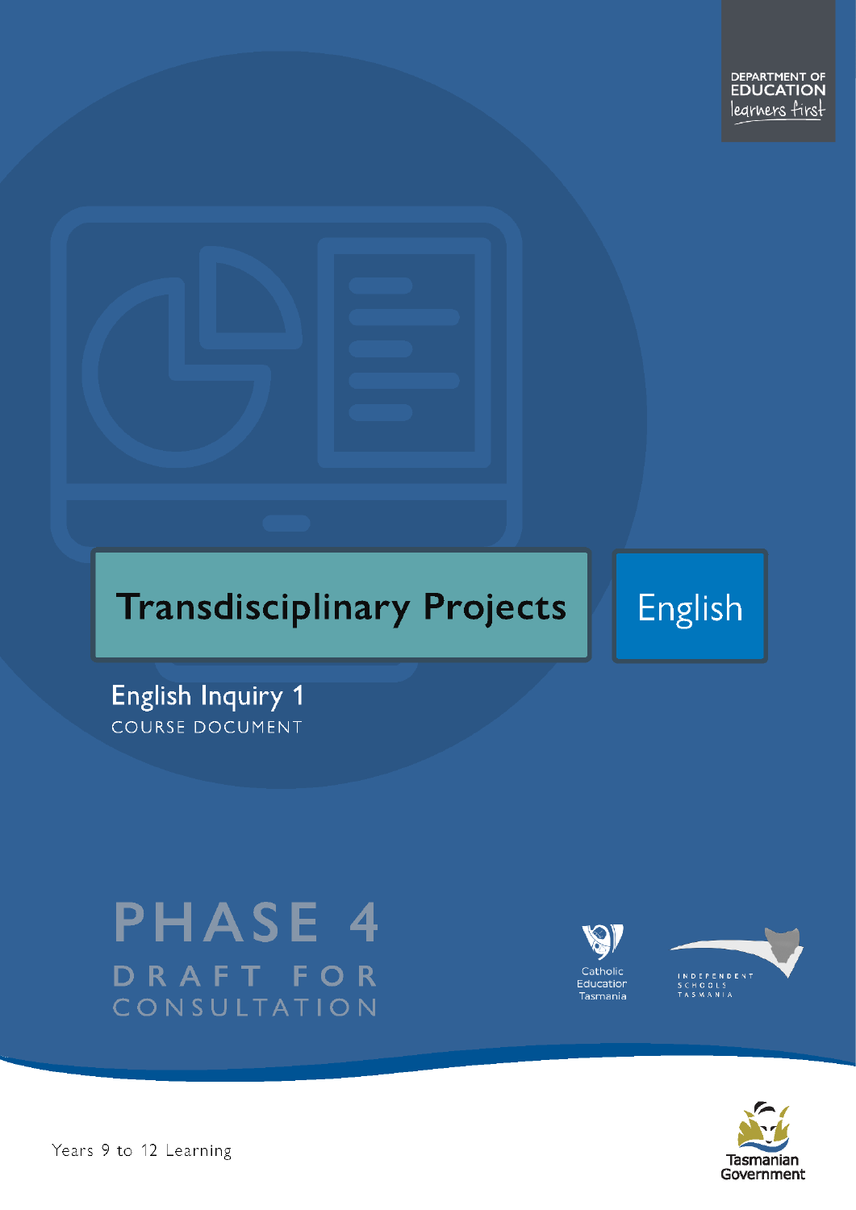DEPARTMENT OF EDUCATION
learners first

# Transdisciplinary Projects

English

## English Inquiry 1

COURSE DOCUMENT

PHASE 4

DRAFT FOR CONSULTATION

Catholic Education Tasmania

INDEPENDENT SCHOOLS TASMANIA

Tasmanian Government

Years 9 to 12 Learning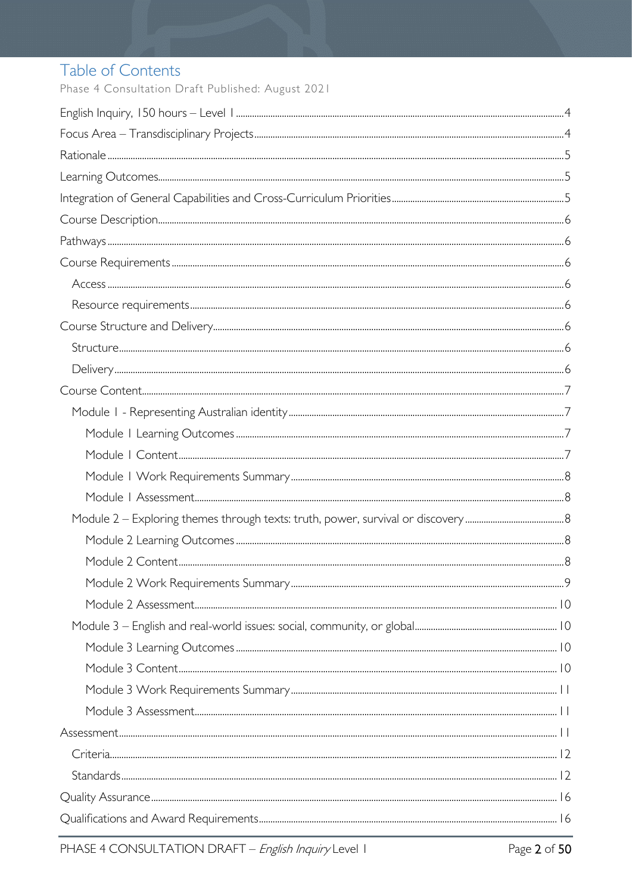# Table of Contents

Phase 4 Consultation Draft Published: August 2021

English Inquiry, 150 hours – Level 1 ..... 4

Focus Area – Transdisciplinary Projects ..... 4

Rationale ..... 5

Learning Outcomes ..... 5

Integration of General Capabilities and Cross-Curriculum Priorities ..... 5

Course Description ..... 6

Pathways ..... 6

Course Requirements ..... 6

- Access ..... 6
- Resource requirements ..... 6

Course Structure and Delivery ..... 6

- Structure ..... 6
- Delivery ..... 6

Course Content ..... 7

- Module 1 - Representing Australian identity ..... 7
  - Module 1 Learning Outcomes ..... 7
  - Module 1 Content ..... 7
  - Module 1 Work Requirements Summary ..... 8
  - Module 1 Assessment ..... 8
- Module 2 – Exploring themes through texts: truth, power, survival or discovery ..... 8
  - Module 2 Learning Outcomes ..... 8
  - Module 2 Content ..... 8
  - Module 2 Work Requirements Summary ..... 9
  - Module 2 Assessment ..... 10
- Module 3 – English and real-world issues: social, community, or global ..... 10
  - Module 3 Learning Outcomes ..... 10
  - Module 3 Content ..... 10
  - Module 3 Work Requirements Summary ..... 11
  - Module 3 Assessment ..... 11

Assessment ..... 11

- Criteria ..... 12
- Standards ..... 12

Quality Assurance ..... 16

Qualifications and Award Requirements ..... 16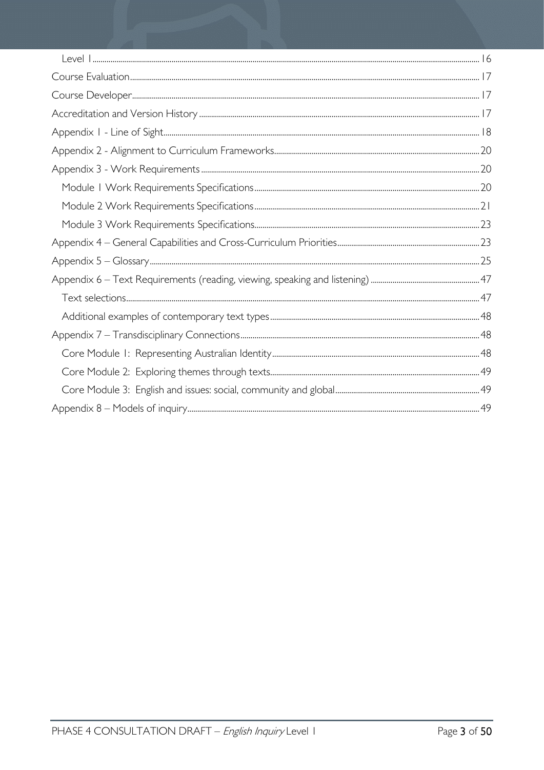Level 1 ... 16
Course Evaluation ... 17
Course Developer ... 17
Accreditation and Version History ... 17
Appendix 1 - Line of Sight ... 18
Appendix 2 - Alignment to Curriculum Frameworks ... 20
Appendix 3 - Work Requirements ... 20
Module 1 Work Requirements Specifications ... 20
Module 2 Work Requirements Specifications ... 21
Module 3 Work Requirements Specifications ... 23
Appendix 4 – General Capabilities and Cross-Curriculum Priorities ... 23
Appendix 5 – Glossary ... 25
Appendix 6 – Text Requirements (reading, viewing, speaking and listening) ... 47
Text selections ... 47
Additional examples of contemporary text types ... 48
Appendix 7 – Transdisciplinary Connections ... 48
Core Module 1: Representing Australian Identity ... 48
Core Module 2: Exploring themes through texts ... 49
Core Module 3: English and issues: social, community and global ... 49
Appendix 8 – Models of inquiry ... 49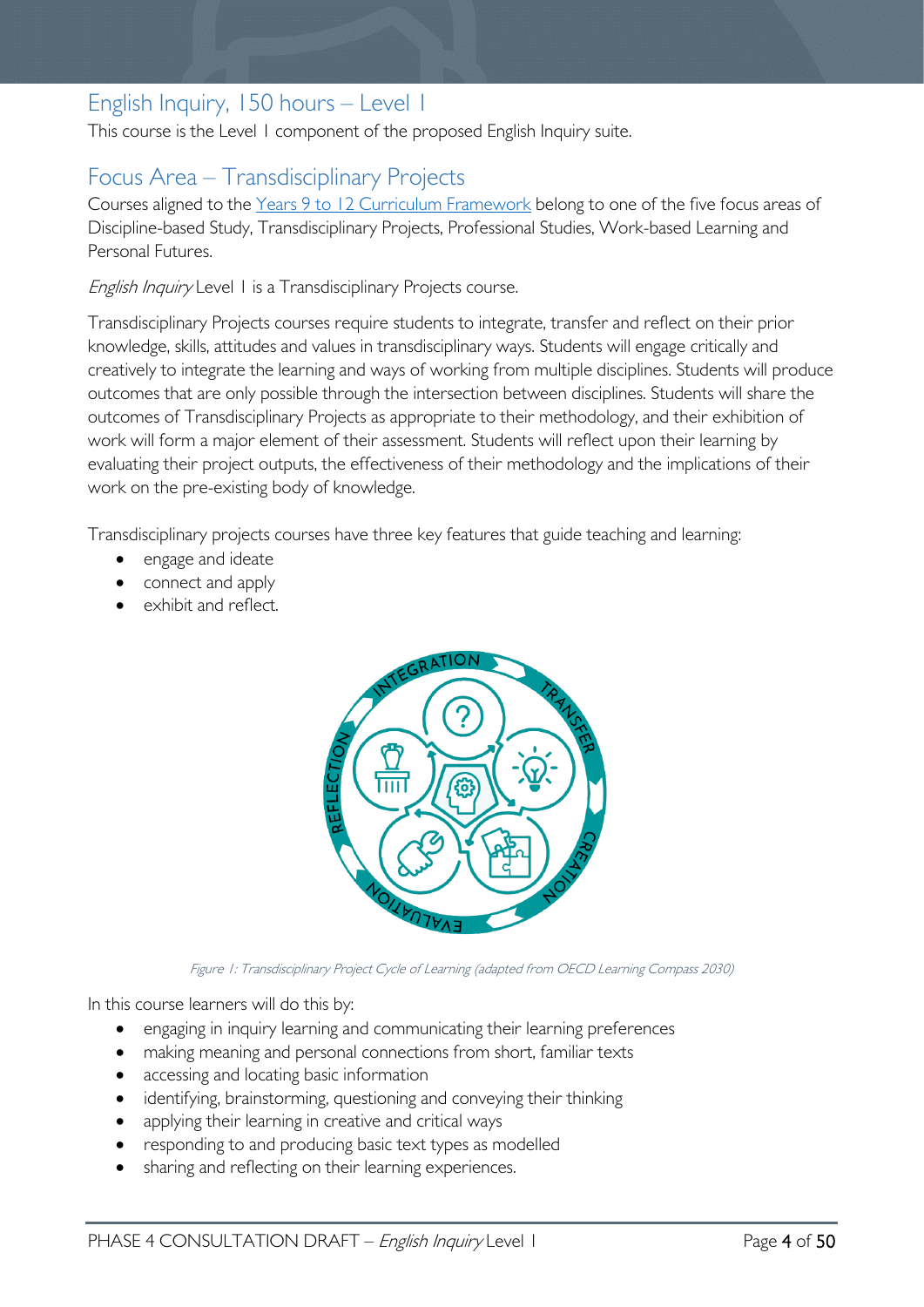## English Inquiry, 150 hours – Level 1

This course is the Level 1 component of the proposed English Inquiry suite.

## Focus Area – Transdisciplinary Projects

Courses aligned to the [Years 9 to 12 Curriculum Framework] belong to one of the five focus areas of Discipline-based Study, Transdisciplinary Projects, Professional Studies, Work-based Learning and Personal Futures.

*English Inquiry* Level 1 is a Transdisciplinary Projects course.

Transdisciplinary Projects courses require students to integrate, transfer and reflect on their prior knowledge, skills, attitudes and values in transdisciplinary ways. Students will engage critically and creatively to integrate the learning and ways of working from multiple disciplines. Students will produce outcomes that are only possible through the intersection between disciplines. Students will share the outcomes of Transdisciplinary Projects as appropriate to their methodology, and their exhibition of work will form a major element of their assessment. Students will reflect upon their learning by evaluating their project outputs, the effectiveness of their methodology and the implications of their work on the pre-existing body of knowledge.

Transdisciplinary projects courses have three key features that guide teaching and learning:

- engage and ideate
- connect and apply
- exhibit and reflect.

*Figure 1: Transdisciplinary Project Cycle of Learning (adapted from OECD Learning Compass 2030)*

In this course learners will do this by:

- engaging in inquiry learning and communicating their learning preferences
- making meaning and personal connections from short, familiar texts
- accessing and locating basic information
- identifying, brainstorming, questioning and conveying their thinking
- applying their learning in creative and critical ways
- responding to and producing basic text types as modelled
- sharing and reflecting on their learning experiences.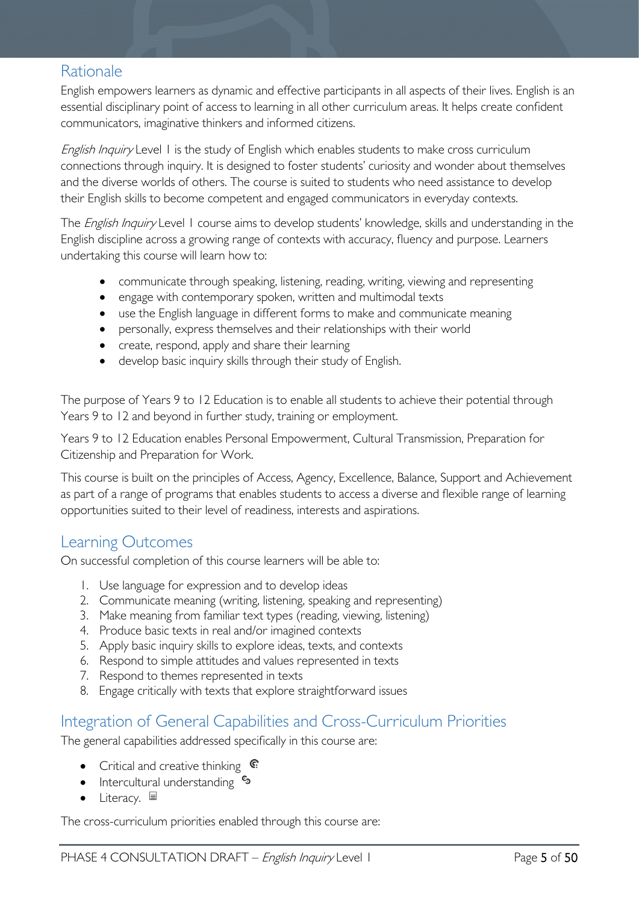## Rationale

English empowers learners as dynamic and effective participants in all aspects of their lives. English is an essential disciplinary point of access to learning in all other curriculum areas. It helps create confident communicators, imaginative thinkers and informed citizens.

*English Inquiry* Level 1 is the study of English which enables students to make cross curriculum connections through inquiry. It is designed to foster students' curiosity and wonder about themselves and the diverse worlds of others. The course is suited to students who need assistance to develop their English skills to become competent and engaged communicators in everyday contexts.

The *English Inquiry* Level 1 course aims to develop students' knowledge, skills and understanding in the English discipline across a growing range of contexts with accuracy, fluency and purpose. Learners undertaking this course will learn how to:

- communicate through speaking, listening, reading, writing, viewing and representing
- engage with contemporary spoken, written and multimodal texts
- use the English language in different forms to make and communicate meaning
- personally, express themselves and their relationships with their world
- create, respond, apply and share their learning
- develop basic inquiry skills through their study of English.

The purpose of Years 9 to 12 Education is to enable all students to achieve their potential through Years 9 to 12 and beyond in further study, training or employment.

Years 9 to 12 Education enables Personal Empowerment, Cultural Transmission, Preparation for Citizenship and Preparation for Work.

This course is built on the principles of Access, Agency, Excellence, Balance, Support and Achievement as part of a range of programs that enables students to access a diverse and flexible range of learning opportunities suited to their level of readiness, interests and aspirations.

## Learning Outcomes

On successful completion of this course learners will be able to:

1. Use language for expression and to develop ideas
2. Communicate meaning (writing, listening, speaking and representing)
3. Make meaning from familiar text types (reading, viewing, listening)
4. Produce basic texts in real and/or imagined contexts
5. Apply basic inquiry skills to explore ideas, texts, and contexts
6. Respond to simple attitudes and values represented in texts
7. Respond to themes represented in texts
8. Engage critically with texts that explore straightforward issues

## Integration of General Capabilities and Cross-Curriculum Priorities

The general capabilities addressed specifically in this course are:

- Critical and creative thinking
- Intercultural understanding
- Literacy.

The cross-curriculum priorities enabled through this course are: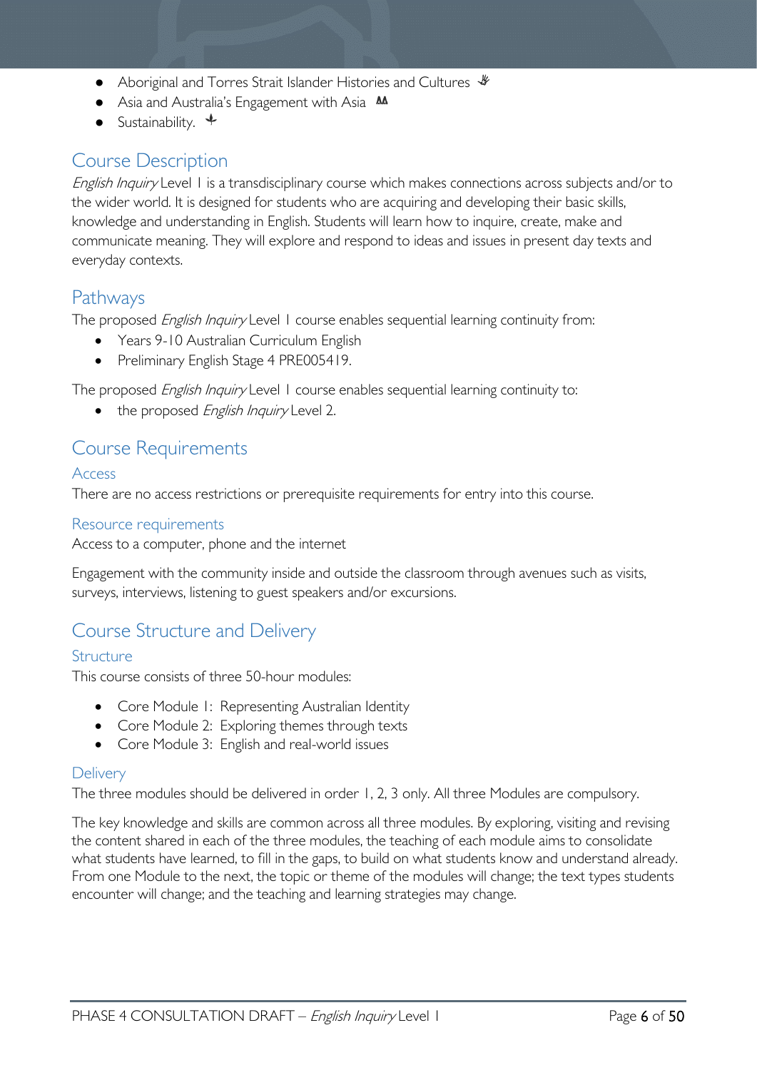- Aboriginal and Torres Strait Islander Histories and Cultures
- Asia and Australia's Engagement with Asia
- Sustainability.

## Course Description

*English Inquiry* Level 1 is a transdisciplinary course which makes connections across subjects and/or to the wider world. It is designed for students who are acquiring and developing their basic skills, knowledge and understanding in English. Students will learn how to inquire, create, make and communicate meaning. They will explore and respond to ideas and issues in present day texts and everyday contexts.

## Pathways

The proposed *English Inquiry* Level 1 course enables sequential learning continuity from:

- Years 9-10 Australian Curriculum English
- Preliminary English Stage 4 PRE005419.

The proposed *English Inquiry* Level 1 course enables sequential learning continuity to:

- the proposed *English Inquiry* Level 2.

## Course Requirements

### Access

There are no access restrictions or prerequisite requirements for entry into this course.

### Resource requirements

Access to a computer, phone and the internet

Engagement with the community inside and outside the classroom through avenues such as visits, surveys, interviews, listening to guest speakers and/or excursions.

## Course Structure and Delivery

### Structure

This course consists of three 50-hour modules:

- Core Module 1: Representing Australian Identity
- Core Module 2: Exploring themes through texts
- Core Module 3: English and real-world issues

### Delivery

The three modules should be delivered in order 1, 2, 3 only. All three Modules are compulsory.

The key knowledge and skills are common across all three modules. By exploring, visiting and revising the content shared in each of the three modules, the teaching of each module aims to consolidate what students have learned, to fill in the gaps, to build on what students know and understand already. From one Module to the next, the topic or theme of the modules will change; the text types students encounter will change; and the teaching and learning strategies may change.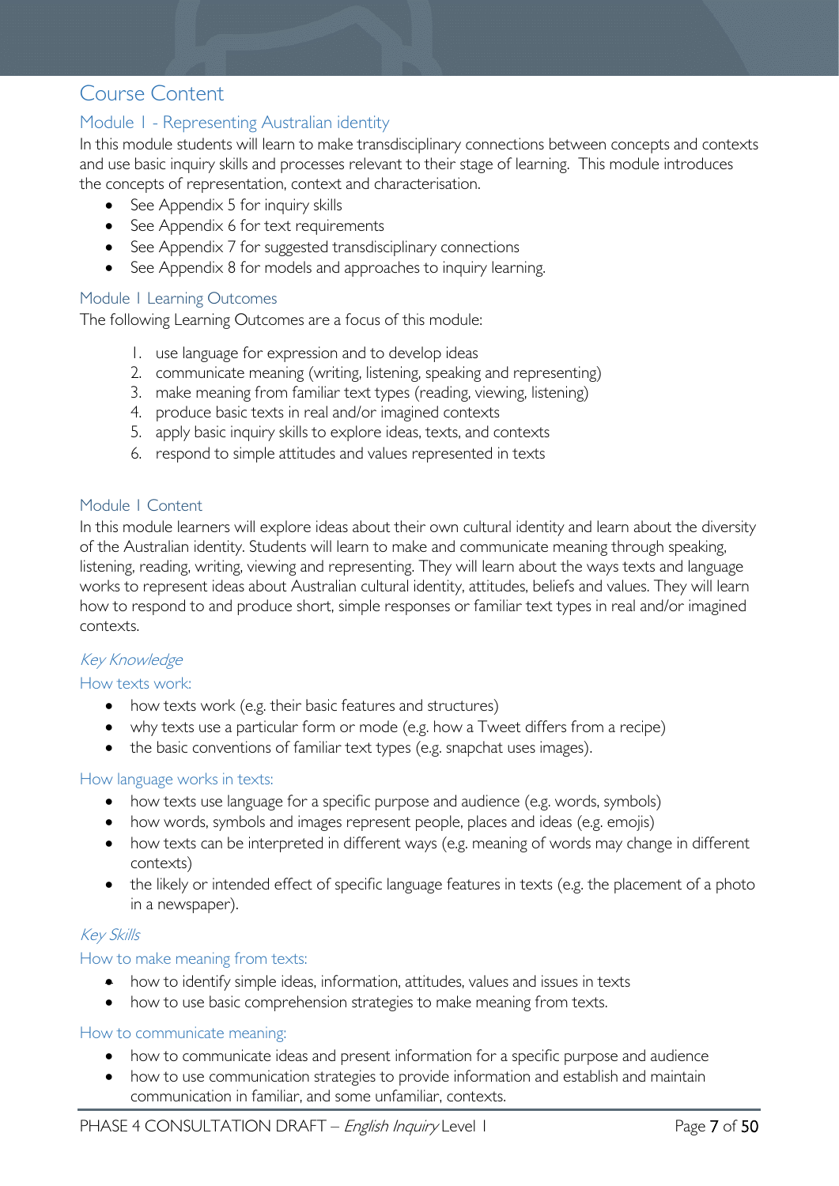# Course Content

## Module 1 - Representing Australian identity

In this module students will learn to make transdisciplinary connections between concepts and contexts and use basic inquiry skills and processes relevant to their stage of learning. This module introduces the concepts of representation, context and characterisation.

- See Appendix 5 for inquiry skills
- See Appendix 6 for text requirements
- See Appendix 7 for suggested transdisciplinary connections
- See Appendix 8 for models and approaches to inquiry learning.

### Module 1 Learning Outcomes

The following Learning Outcomes are a focus of this module:

1. use language for expression and to develop ideas
2. communicate meaning (writing, listening, speaking and representing)
3. make meaning from familiar text types (reading, viewing, listening)
4. produce basic texts in real and/or imagined contexts
5. apply basic inquiry skills to explore ideas, texts, and contexts
6. respond to simple attitudes and values represented in texts

### Module 1 Content

In this module learners will explore ideas about their own cultural identity and learn about the diversity of the Australian identity. Students will learn to make and communicate meaning through speaking, listening, reading, writing, viewing and representing. They will learn about the ways texts and language works to represent ideas about Australian cultural identity, attitudes, beliefs and values. They will learn how to respond to and produce short, simple responses or familiar text types in real and/or imagined contexts.

#### *Key Knowledge*

##### How texts work:

- how texts work (e.g. their basic features and structures)
- why texts use a particular form or mode (e.g. how a Tweet differs from a recipe)
- the basic conventions of familiar text types (e.g. snapchat uses images).

##### How language works in texts:

- how texts use language for a specific purpose and audience (e.g. words, symbols)
- how words, symbols and images represent people, places and ideas (e.g. emojis)
- how texts can be interpreted in different ways (e.g. meaning of words may change in different contexts)
- the likely or intended effect of specific language features in texts (e.g. the placement of a photo in a newspaper).

#### *Key Skills*

##### How to make meaning from texts:

- how to identify simple ideas, information, attitudes, values and issues in texts
- how to use basic comprehension strategies to make meaning from texts.

##### How to communicate meaning:

- how to communicate ideas and present information for a specific purpose and audience
- how to use communication strategies to provide information and establish and maintain communication in familiar, and some unfamiliar, contexts.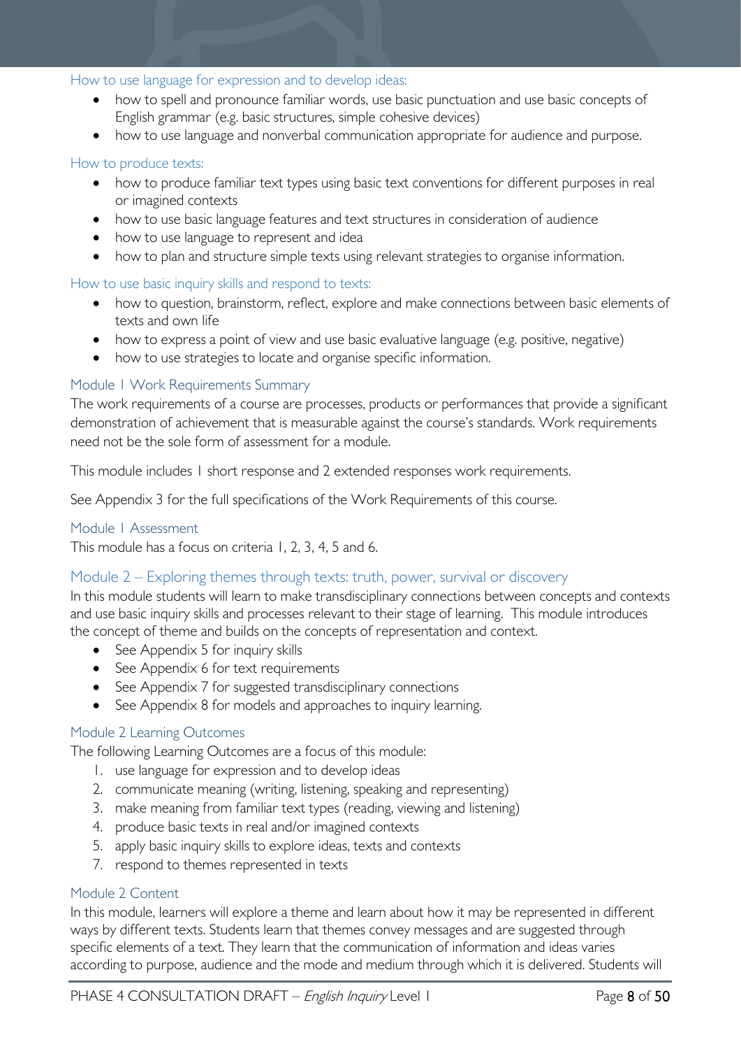### How to use language for expression and to develop ideas:

- how to spell and pronounce familiar words, use basic punctuation and use basic concepts of English grammar (e.g. basic structures, simple cohesive devices)
- how to use language and nonverbal communication appropriate for audience and purpose.

### How to produce texts:

- how to produce familiar text types using basic text conventions for different purposes in real or imagined contexts
- how to use basic language features and text structures in consideration of audience
- how to use language to represent and idea
- how to plan and structure simple texts using relevant strategies to organise information.

### How to use basic inquiry skills and respond to texts:

- how to question, brainstorm, reflect, explore and make connections between basic elements of texts and own life
- how to express a point of view and use basic evaluative language (e.g. positive, negative)
- how to use strategies to locate and organise specific information.

### Module 1 Work Requirements Summary

The work requirements of a course are processes, products or performances that provide a significant demonstration of achievement that is measurable against the course's standards. Work requirements need not be the sole form of assessment for a module.

This module includes 1 short response and 2 extended responses work requirements.

See Appendix 3 for the full specifications of the Work Requirements of this course.

### Module 1 Assessment

This module has a focus on criteria 1, 2, 3, 4, 5 and 6.

## Module 2 – Exploring themes through texts: truth, power, survival or discovery

In this module students will learn to make transdisciplinary connections between concepts and contexts and use basic inquiry skills and processes relevant to their stage of learning. This module introduces the concept of theme and builds on the concepts of representation and context.

- See Appendix 5 for inquiry skills
- See Appendix 6 for text requirements
- See Appendix 7 for suggested transdisciplinary connections
- See Appendix 8 for models and approaches to inquiry learning.

### Module 2 Learning Outcomes

The following Learning Outcomes are a focus of this module:

1. use language for expression and to develop ideas
2. communicate meaning (writing, listening, speaking and representing)
3. make meaning from familiar text types (reading, viewing and listening)
4. produce basic texts in real and/or imagined contexts
5. apply basic inquiry skills to explore ideas, texts and contexts
7. respond to themes represented in texts

### Module 2 Content

In this module, learners will explore a theme and learn about how it may be represented in different ways by different texts. Students learn that themes convey messages and are suggested through specific elements of a text. They learn that the communication of information and ideas varies according to purpose, audience and the mode and medium through which it is delivered. Students will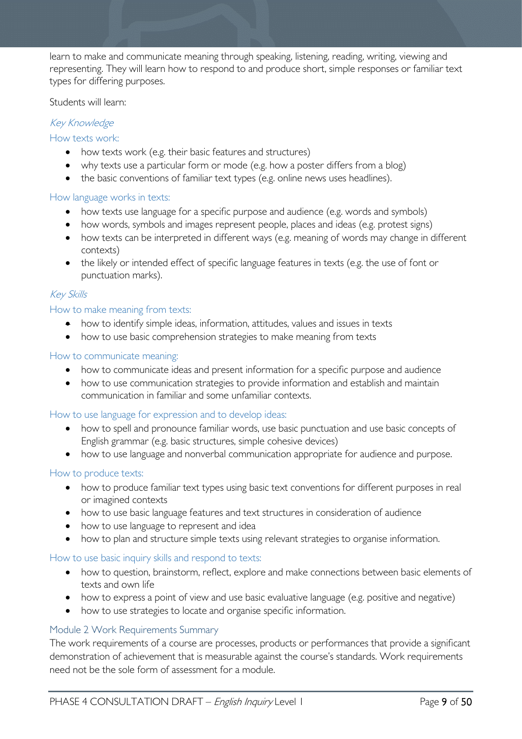learn to make and communicate meaning through speaking, listening, reading, writing, viewing and representing. They will learn how to respond to and produce short, simple responses or familiar text types for differing purposes.

Students will learn:

### *Key Knowledge*

#### How texts work:

- how texts work (e.g. their basic features and structures)
- why texts use a particular form or mode (e.g. how a poster differs from a blog)
- the basic conventions of familiar text types (e.g. online news uses headlines).

#### How language works in texts:

- how texts use language for a specific purpose and audience (e.g. words and symbols)
- how words, symbols and images represent people, places and ideas (e.g. protest signs)
- how texts can be interpreted in different ways (e.g. meaning of words may change in different contexts)
- the likely or intended effect of specific language features in texts (e.g. the use of font or punctuation marks).

### *Key Skills*

#### How to make meaning from texts:

- how to identify simple ideas, information, attitudes, values and issues in texts
- how to use basic comprehension strategies to make meaning from texts

#### How to communicate meaning:

- how to communicate ideas and present information for a specific purpose and audience
- how to use communication strategies to provide information and establish and maintain communication in familiar and some unfamiliar contexts.

#### How to use language for expression and to develop ideas:

- how to spell and pronounce familiar words, use basic punctuation and use basic concepts of English grammar (e.g. basic structures, simple cohesive devices)
- how to use language and nonverbal communication appropriate for audience and purpose.

#### How to produce texts:

- how to produce familiar text types using basic text conventions for different purposes in real or imagined contexts
- how to use basic language features and text structures in consideration of audience
- how to use language to represent and idea
- how to plan and structure simple texts using relevant strategies to organise information.

#### How to use basic inquiry skills and respond to texts:

- how to question, brainstorm, reflect, explore and make connections between basic elements of texts and own life
- how to express a point of view and use basic evaluative language (e.g. positive and negative)
- how to use strategies to locate and organise specific information.

## Module 2 Work Requirements Summary

The work requirements of a course are processes, products or performances that provide a significant demonstration of achievement that is measurable against the course's standards. Work requirements need not be the sole form of assessment for a module.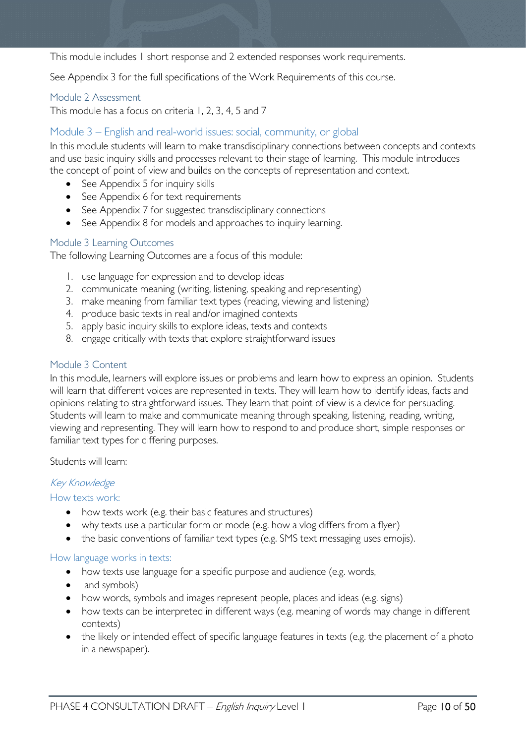This module includes 1 short response and 2 extended responses work requirements.

See Appendix 3 for the full specifications of the Work Requirements of this course.

### Module 2 Assessment

This module has a focus on criteria 1, 2, 3, 4, 5 and 7

## Module 3 – English and real-world issues: social, community, or global

In this module students will learn to make transdisciplinary connections between concepts and contexts and use basic inquiry skills and processes relevant to their stage of learning. This module introduces the concept of point of view and builds on the concepts of representation and context.

- See Appendix 5 for inquiry skills
- See Appendix 6 for text requirements
- See Appendix 7 for suggested transdisciplinary connections
- See Appendix 8 for models and approaches to inquiry learning.

### Module 3 Learning Outcomes

The following Learning Outcomes are a focus of this module:

1. use language for expression and to develop ideas
2. communicate meaning (writing, listening, speaking and representing)
3. make meaning from familiar text types (reading, viewing and listening)
4. produce basic texts in real and/or imagined contexts
5. apply basic inquiry skills to explore ideas, texts and contexts
8. engage critically with texts that explore straightforward issues

### Module 3 Content

In this module, learners will explore issues or problems and learn how to express an opinion. Students will learn that different voices are represented in texts. They will learn how to identify ideas, facts and opinions relating to straightforward issues. They learn that point of view is a device for persuading. Students will learn to make and communicate meaning through speaking, listening, reading, writing, viewing and representing. They will learn how to respond to and produce short, simple responses or familiar text types for differing purposes.

Students will learn:

#### *Key Knowledge*

#### How texts work:

- how texts work (e.g. their basic features and structures)
- why texts use a particular form or mode (e.g. how a vlog differs from a flyer)
- the basic conventions of familiar text types (e.g. SMS text messaging uses emojis).

#### How language works in texts:

- how texts use language for a specific purpose and audience (e.g. words,
- and symbols)
- how words, symbols and images represent people, places and ideas (e.g. signs)
- how texts can be interpreted in different ways (e.g. meaning of words may change in different contexts)
- the likely or intended effect of specific language features in texts (e.g. the placement of a photo in a newspaper).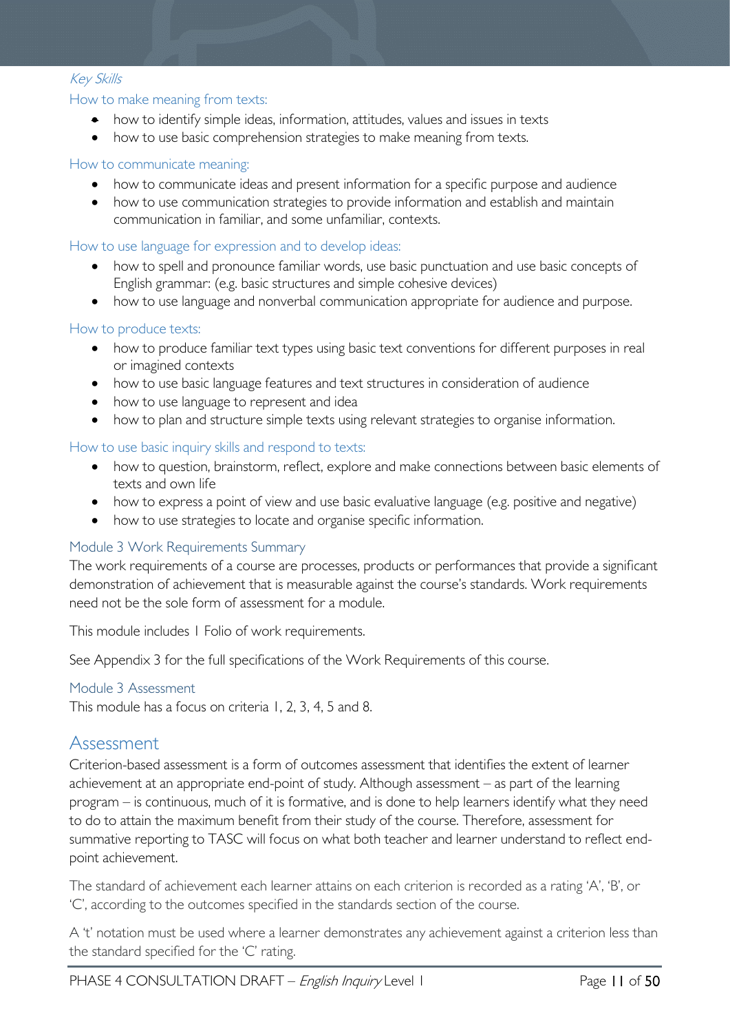*Key Skills*

How to make meaning from texts:

- how to identify simple ideas, information, attitudes, values and issues in texts
- how to use basic comprehension strategies to make meaning from texts.

How to communicate meaning:

- how to communicate ideas and present information for a specific purpose and audience
- how to use communication strategies to provide information and establish and maintain communication in familiar, and some unfamiliar, contexts.

How to use language for expression and to develop ideas:

- how to spell and pronounce familiar words, use basic punctuation and use basic concepts of English grammar: (e.g. basic structures and simple cohesive devices)
- how to use language and nonverbal communication appropriate for audience and purpose.

How to produce texts:

- how to produce familiar text types using basic text conventions for different purposes in real or imagined contexts
- how to use basic language features and text structures in consideration of audience
- how to use language to represent and idea
- how to plan and structure simple texts using relevant strategies to organise information.

How to use basic inquiry skills and respond to texts:

- how to question, brainstorm, reflect, explore and make connections between basic elements of texts and own life
- how to express a point of view and use basic evaluative language (e.g. positive and negative)
- how to use strategies to locate and organise specific information.

### Module 3 Work Requirements Summary

The work requirements of a course are processes, products or performances that provide a significant demonstration of achievement that is measurable against the course's standards. Work requirements need not be the sole form of assessment for a module.

This module includes 1 Folio of work requirements.

See Appendix 3 for the full specifications of the Work Requirements of this course.

### Module 3 Assessment

This module has a focus on criteria 1, 2, 3, 4, 5 and 8.

## Assessment

Criterion-based assessment is a form of outcomes assessment that identifies the extent of learner achievement at an appropriate end-point of study. Although assessment – as part of the learning program – is continuous, much of it is formative, and is done to help learners identify what they need to do to attain the maximum benefit from their study of the course. Therefore, assessment for summative reporting to TASC will focus on what both teacher and learner understand to reflect end-point achievement.

The standard of achievement each learner attains on each criterion is recorded as a rating 'A', 'B', or 'C', according to the outcomes specified in the standards section of the course.

A 't' notation must be used where a learner demonstrates any achievement against a criterion less than the standard specified for the 'C' rating.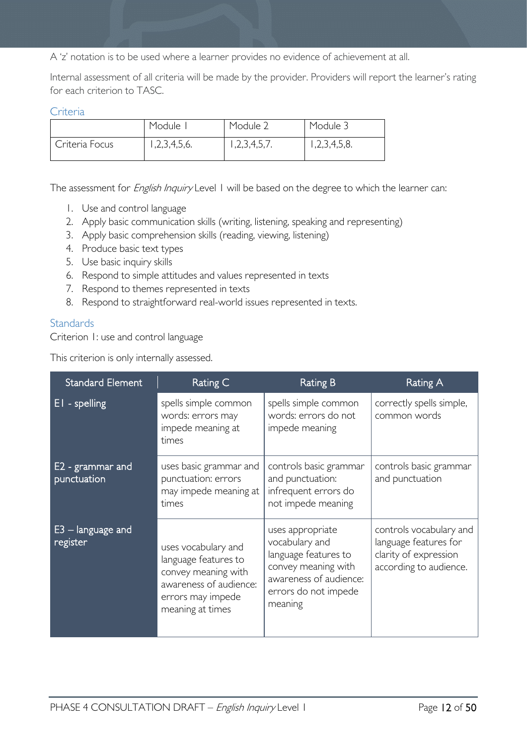A 'z' notation is to be used where a learner provides no evidence of achievement at all.

Internal assessment of all criteria will be made by the provider. Providers will report the learner's rating for each criterion to TASC.

### Criteria

| | Module 1 | Module 2 | Module 3 |
|---|---|---|---|
| Criteria Focus | 1,2,3,4,5,6. | 1,2,3,4,5,7. | 1,2,3,4,5,8. |

The assessment for *English Inquiry* Level 1 will be based on the degree to which the learner can:

1. Use and control language
2. Apply basic communication skills (writing, listening, speaking and representing)
3. Apply basic comprehension skills (reading, viewing, listening)
4. Produce basic text types
5. Use basic inquiry skills
6. Respond to simple attitudes and values represented in texts
7. Respond to themes represented in texts
8. Respond to straightforward real-world issues represented in texts.

### Standards

Criterion 1: use and control language

This criterion is only internally assessed.

| Standard Element | Rating C | Rating B | Rating A |
|---|---|---|---|
| E1 - spelling | spells simple common words: errors may impede meaning at times | spells simple common words: errors do not impede meaning | correctly spells simple, common words |
| E2 - grammar and punctuation | uses basic grammar and punctuation: errors may impede meaning at times | controls basic grammar and punctuation: infrequent errors do not impede meaning | controls basic grammar and punctuation |
| E3 – language and register | uses vocabulary and language features to convey meaning with awareness of audience: errors may impede meaning at times | uses appropriate vocabulary and language features to convey meaning with awareness of audience: errors do not impede meaning | controls vocabulary and language features for clarity of expression according to audience. |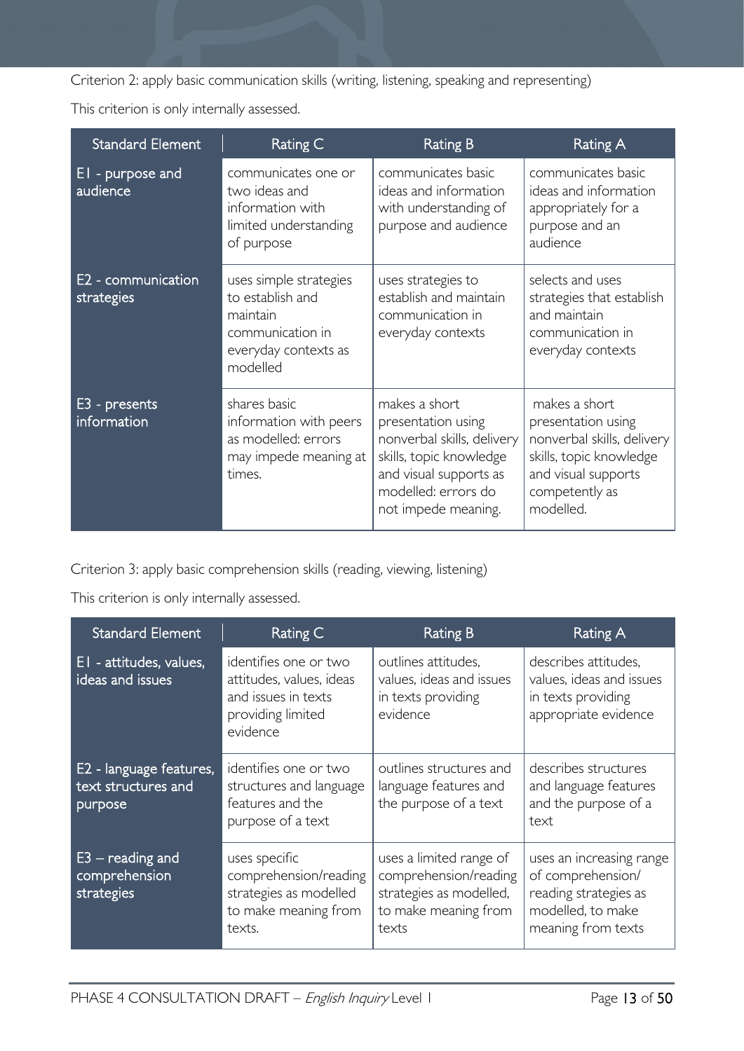Criterion 2: apply basic communication skills (writing, listening, speaking and representing)

This criterion is only internally assessed.

| Standard Element | Rating C | Rating B | Rating A |
|---|---|---|---|
| E1 - purpose and audience | communicates one or two ideas and information with limited understanding of purpose | communicates basic ideas and information with understanding of purpose and audience | communicates basic ideas and information appropriately for a purpose and an audience |
| E2 - communication strategies | uses simple strategies to establish and maintain communication in everyday contexts as modelled | uses strategies to establish and maintain communication in everyday contexts | selects and uses strategies that establish and maintain communication in everyday contexts |
| E3 - presents information | shares basic information with peers as modelled: errors may impede meaning at times. | makes a short presentation using nonverbal skills, delivery skills, topic knowledge and visual supports as modelled: errors do not impede meaning. | makes a short presentation using nonverbal skills, delivery skills, topic knowledge and visual supports competently as modelled. |

Criterion 3: apply basic comprehension skills (reading, viewing, listening)

This criterion is only internally assessed.

| Standard Element | Rating C | Rating B | Rating A |
|---|---|---|---|
| E1 - attitudes, values, ideas and issues | identifies one or two attitudes, values, ideas and issues in texts providing limited evidence | outlines attitudes, values, ideas and issues in texts providing evidence | describes attitudes, values, ideas and issues in texts providing appropriate evidence |
| E2 - language features, text structures and purpose | identifies one or two structures and language features and the purpose of a text | outlines structures and language features and the purpose of a text | describes structures and language features and the purpose of a text |
| E3 – reading and comprehension strategies | uses specific comprehension/reading strategies as modelled to make meaning from texts. | uses a limited range of comprehension/reading strategies as modelled, to make meaning from texts | uses an increasing range of comprehension/ reading strategies as modelled, to make meaning from texts |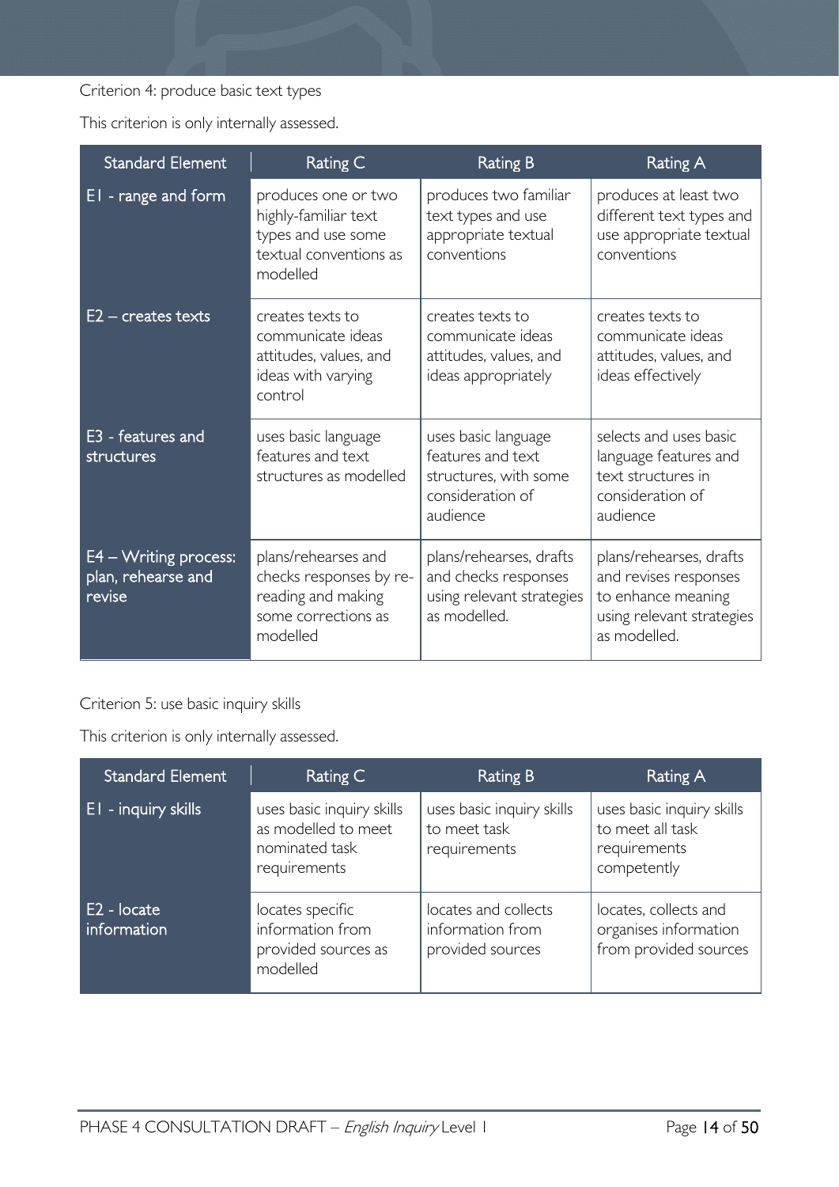Criterion 4: produce basic text types

This criterion is only internally assessed.

| Standard Element | Rating C | Rating B | Rating A |
| --- | --- | --- | --- |
| E1 - range and form | produces one or two highly-familiar text types and use some textual conventions as modelled | produces two familiar text types and use appropriate textual conventions | produces at least two different text types and use appropriate textual conventions |
| E2 – creates texts | creates texts to communicate ideas attitudes, values, and ideas with varying control | creates texts to communicate ideas attitudes, values, and ideas appropriately | creates texts to communicate ideas attitudes, values, and ideas effectively |
| E3 - features and structures | uses basic language features and text structures as modelled | uses basic language features and text structures, with some consideration of audience | selects and uses basic language features and text structures in consideration of audience |
| E4 – Writing process: plan, rehearse and revise | plans/rehearses and checks responses by re-reading and making some corrections as modelled | plans/rehearses, drafts and checks responses using relevant strategies as modelled. | plans/rehearses, drafts and revises responses to enhance meaning using relevant strategies as modelled. |

Criterion 5: use basic inquiry skills

This criterion is only internally assessed.

| Standard Element | Rating C | Rating B | Rating A |
| --- | --- | --- | --- |
| E1 - inquiry skills | uses basic inquiry skills as modelled to meet nominated task requirements | uses basic inquiry skills to meet task requirements | uses basic inquiry skills to meet all task requirements competently |
| E2 - locate information | locates specific information from provided sources as modelled | locates and collects information from provided sources | locates, collects and organises information from provided sources |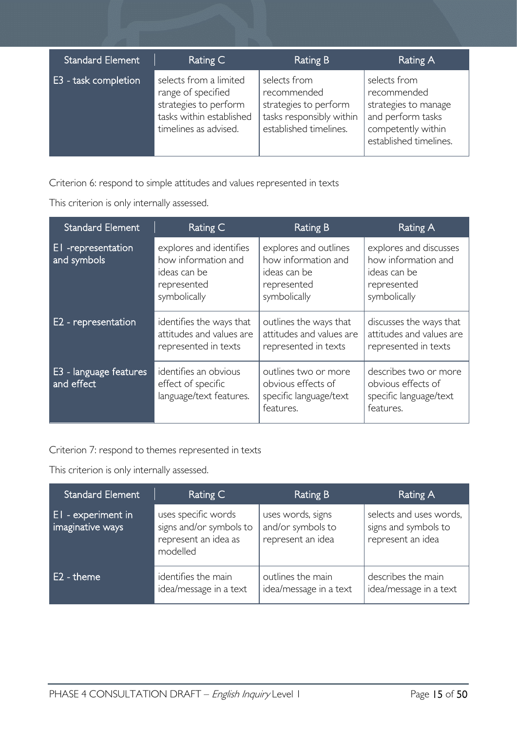| Standard Element | Rating C | Rating B | Rating A |
| --- | --- | --- | --- |
| E3 - task completion | selects from a limited range of specified strategies to perform tasks within established timelines as advised. | selects from recommended strategies to perform tasks responsibly within established timelines. | selects from recommended strategies to manage and perform tasks competently within established timelines. |

Criterion 6: respond to simple attitudes and values represented in texts

This criterion is only internally assessed.

| Standard Element | Rating C | Rating B | Rating A |
| --- | --- | --- | --- |
| E1 -representation and symbols | explores and identifies how information and ideas can be represented symbolically | explores and outlines how information and ideas can be represented symbolically | explores and discusses how information and ideas can be represented symbolically |
| E2 - representation | identifies the ways that attitudes and values are represented in texts | outlines the ways that attitudes and values are represented in texts | discusses the ways that attitudes and values are represented in texts |
| E3 - language features and effect | identifies an obvious effect of specific language/text features. | outlines two or more obvious effects of specific language/text features. | describes two or more obvious effects of specific language/text features. |

Criterion 7: respond to themes represented in texts

This criterion is only internally assessed.

| Standard Element | Rating C | Rating B | Rating A |
| --- | --- | --- | --- |
| E1 - experiment in imaginative ways | uses specific words signs and/or symbols to represent an idea as modelled | uses words, signs and/or symbols to represent an idea | selects and uses words, signs and symbols to represent an idea |
| E2 - theme | identifies the main idea/message in a text | outlines the main idea/message in a text | describes the main idea/message in a text |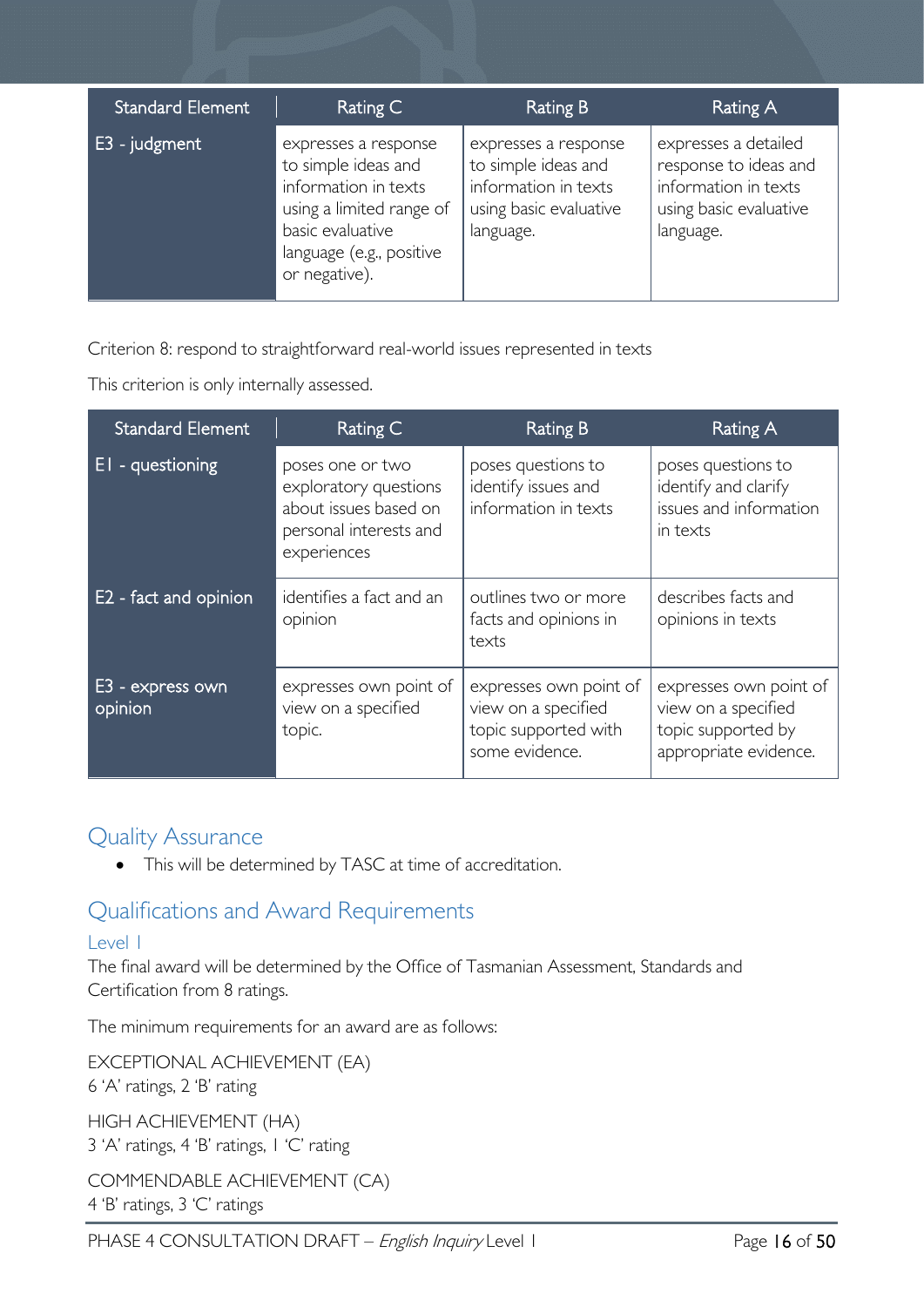| Standard Element | Rating C | Rating B | Rating A |
|---|---|---|---|
| E3 - judgment | expresses a response to simple ideas and information in texts using a limited range of basic evaluative language (e.g., positive or negative). | expresses a response to simple ideas and information in texts using basic evaluative language. | expresses a detailed response to ideas and information in texts using basic evaluative language. |

Criterion 8: respond to straightforward real-world issues represented in texts

This criterion is only internally assessed.

| Standard Element | Rating C | Rating B | Rating A |
|---|---|---|---|
| E1 - questioning | poses one or two exploratory questions about issues based on personal interests and experiences | poses questions to identify issues and information in texts | poses questions to identify and clarify issues and information in texts |
| E2 - fact and opinion | identifies a fact and an opinion | outlines two or more facts and opinions in texts | describes facts and opinions in texts |
| E3 - express own opinion | expresses own point of view on a specified topic. | expresses own point of view on a specified topic supported with some evidence. | expresses own point of view on a specified topic supported by appropriate evidence. |

## Quality Assurance

- This will be determined by TASC at time of accreditation.

## Qualifications and Award Requirements

### Level 1

The final award will be determined by the Office of Tasmanian Assessment, Standards and Certification from 8 ratings.

The minimum requirements for an award are as follows:

EXCEPTIONAL ACHIEVEMENT (EA)
6 'A' ratings, 2 'B' rating

HIGH ACHIEVEMENT (HA)
3 'A' ratings, 4 'B' ratings, 1 'C' rating

COMMENDABLE ACHIEVEMENT (CA)
4 'B' ratings, 3 'C' ratings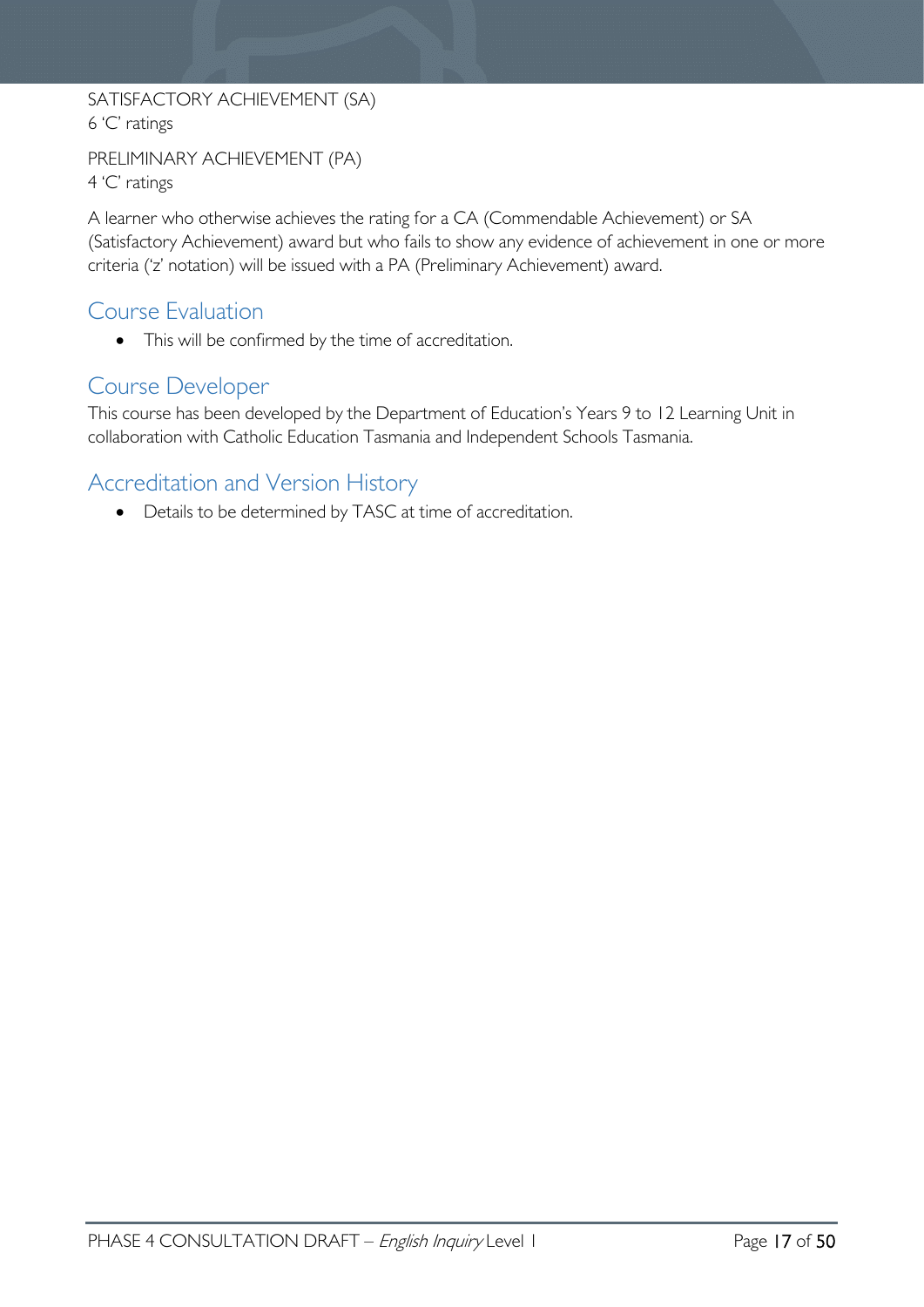SATISFACTORY ACHIEVEMENT (SA)
6 'C' ratings

PRELIMINARY ACHIEVEMENT (PA)
4 'C' ratings

A learner who otherwise achieves the rating for a CA (Commendable Achievement) or SA (Satisfactory Achievement) award but who fails to show any evidence of achievement in one or more criteria ('z' notation) will be issued with a PA (Preliminary Achievement) award.

## Course Evaluation

- This will be confirmed by the time of accreditation.

## Course Developer

This course has been developed by the Department of Education's Years 9 to 12 Learning Unit in collaboration with Catholic Education Tasmania and Independent Schools Tasmania.

## Accreditation and Version History

- Details to be determined by TASC at time of accreditation.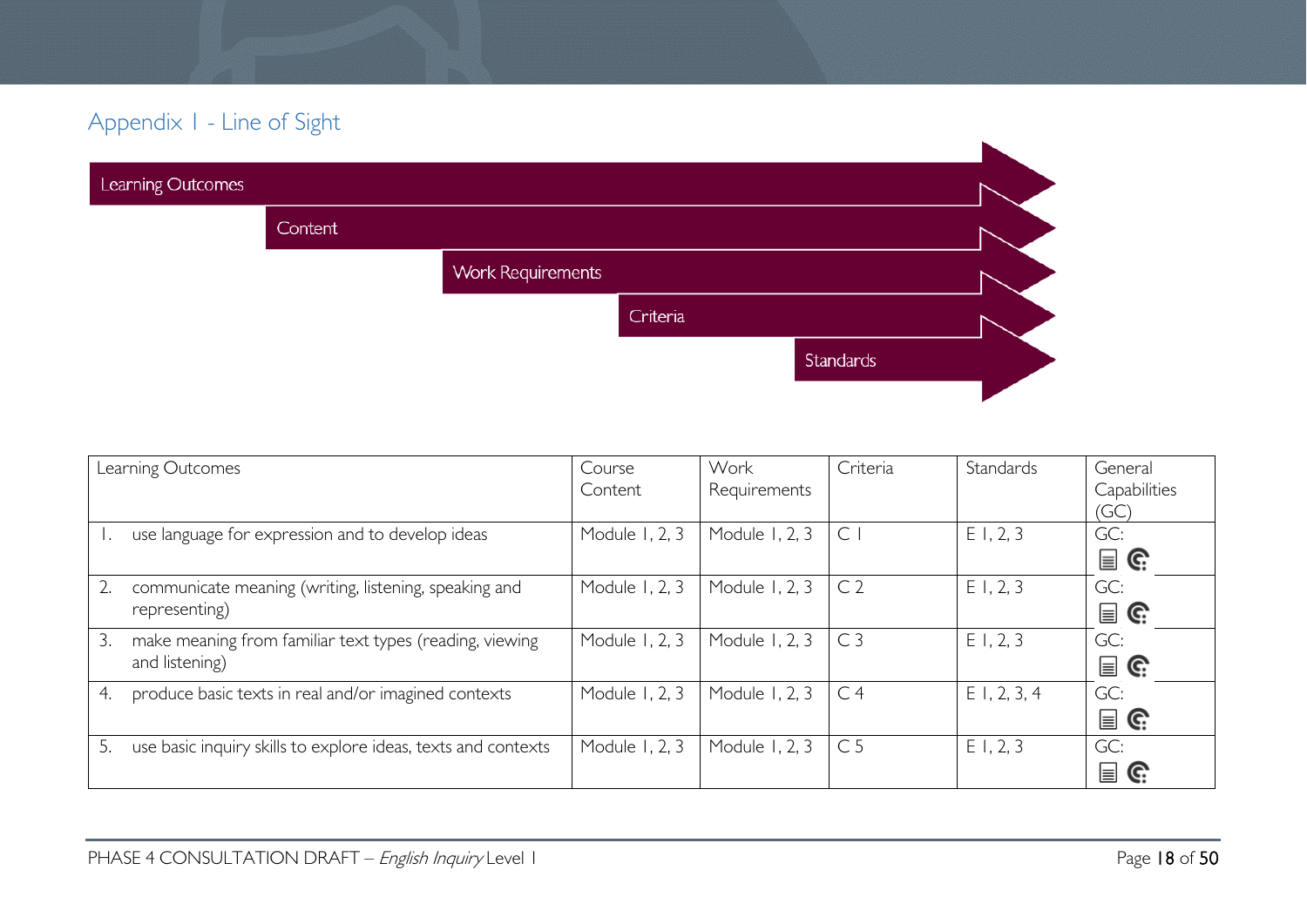## Appendix 1 - Line of Sight

Learning Outcomes

Content

Work Requirements

Criteria

Standards

| Learning Outcomes | Course Content | Work Requirements | Criteria | Standards | General Capabilities (GC) |
|---|---|---|---|---|---|
| 1. use language for expression and to develop ideas | Module 1, 2, 3 | Module 1, 2, 3 | C 1 | E 1, 2, 3 | GC: |
| 2. communicate meaning (writing, listening, speaking and representing) | Module 1, 2, 3 | Module 1, 2, 3 | C 2 | E 1, 2, 3 | GC: |
| 3. make meaning from familiar text types (reading, viewing and listening) | Module 1, 2, 3 | Module 1, 2, 3 | C 3 | E 1, 2, 3 | GC: |
| 4. produce basic texts in real and/or imagined contexts | Module 1, 2, 3 | Module 1, 2, 3 | C 4 | E 1, 2, 3, 4 | GC: |
| 5. use basic inquiry skills to explore ideas, texts and contexts | Module 1, 2, 3 | Module 1, 2, 3 | C 5 | E 1, 2, 3 | GC: |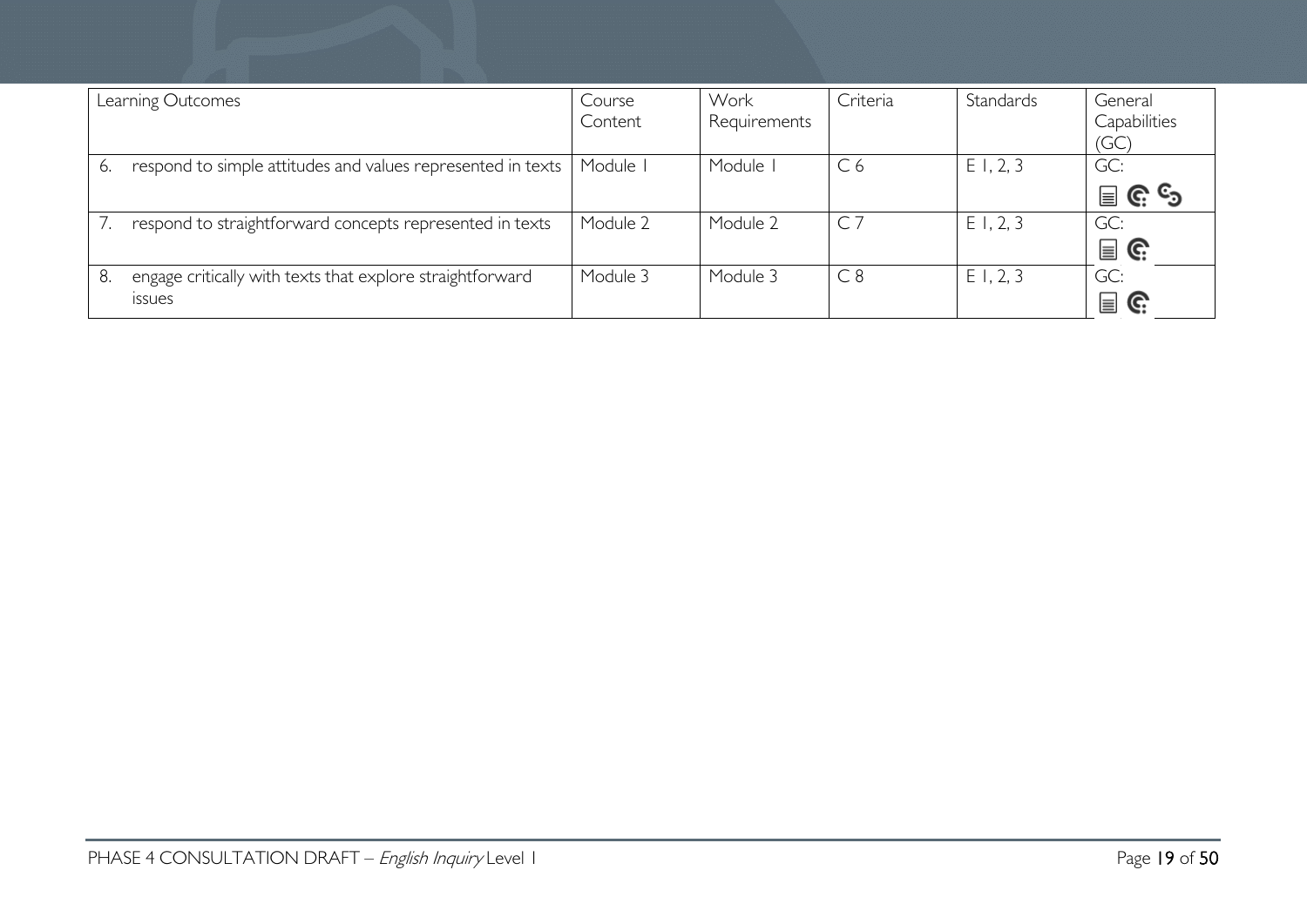| Learning Outcomes | Course Content | Work Requirements | Criteria | Standards | General Capabilities (GC) |
|---|---|---|---|---|---|
| 6. respond to simple attitudes and values represented in texts | Module 1 | Module 1 | C 6 | E 1, 2, 3 | GC: |
| 7. respond to straightforward concepts represented in texts | Module 2 | Module 2 | C 7 | E 1, 2, 3 | GC: |
| 8. engage critically with texts that explore straightforward issues | Module 3 | Module 3 | C 8 | E 1, 2, 3 | GC: |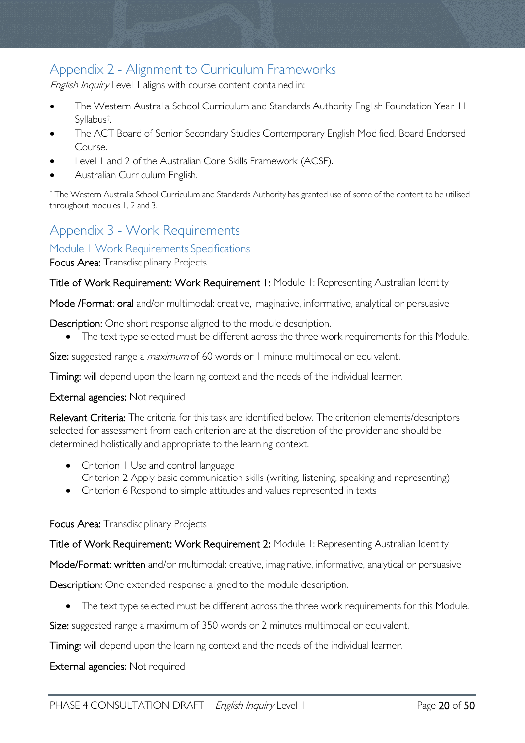## Appendix 2 - Alignment to Curriculum Frameworks

*English Inquiry* Level 1 aligns with course content contained in:

- The Western Australia School Curriculum and Standards Authority English Foundation Year 11 Syllabus†.
- The ACT Board of Senior Secondary Studies Contemporary English Modified, Board Endorsed Course.
- Level 1 and 2 of the Australian Core Skills Framework (ACSF).
- Australian Curriculum English.

† The Western Australia School Curriculum and Standards Authority has granted use of some of the content to be utilised throughout modules 1, 2 and 3.

## Appendix 3 - Work Requirements

### Module 1 Work Requirements Specifications

**Focus Area:** Transdisciplinary Projects

**Title of Work Requirement: Work Requirement 1:** Module 1: Representing Australian Identity

**Mode /Format**: **oral** and/or multimodal: creative, imaginative, informative, analytical or persuasive

**Description:** One short response aligned to the module description.

- The text type selected must be different across the three work requirements for this Module.

**Size:** suggested range a *maximum* of 60 words or 1 minute multimodal or equivalent.

**Timing:** will depend upon the learning context and the needs of the individual learner.

**External agencies:** Not required

**Relevant Criteria:** The criteria for this task are identified below. The criterion elements/descriptors selected for assessment from each criterion are at the discretion of the provider and should be determined holistically and appropriate to the learning context.

- Criterion 1 Use and control language
  Criterion 2 Apply basic communication skills (writing, listening, speaking and representing)
- Criterion 6 Respond to simple attitudes and values represented in texts

**Focus Area:** Transdisciplinary Projects

**Title of Work Requirement: Work Requirement 2:** Module 1: Representing Australian Identity

**Mode/Format**: **written** and/or multimodal: creative, imaginative, informative, analytical or persuasive

**Description:** One extended response aligned to the module description.

- The text type selected must be different across the three work requirements for this Module.

**Size:** suggested range a maximum of 350 words or 2 minutes multimodal or equivalent.

**Timing:** will depend upon the learning context and the needs of the individual learner.

**External agencies:** Not required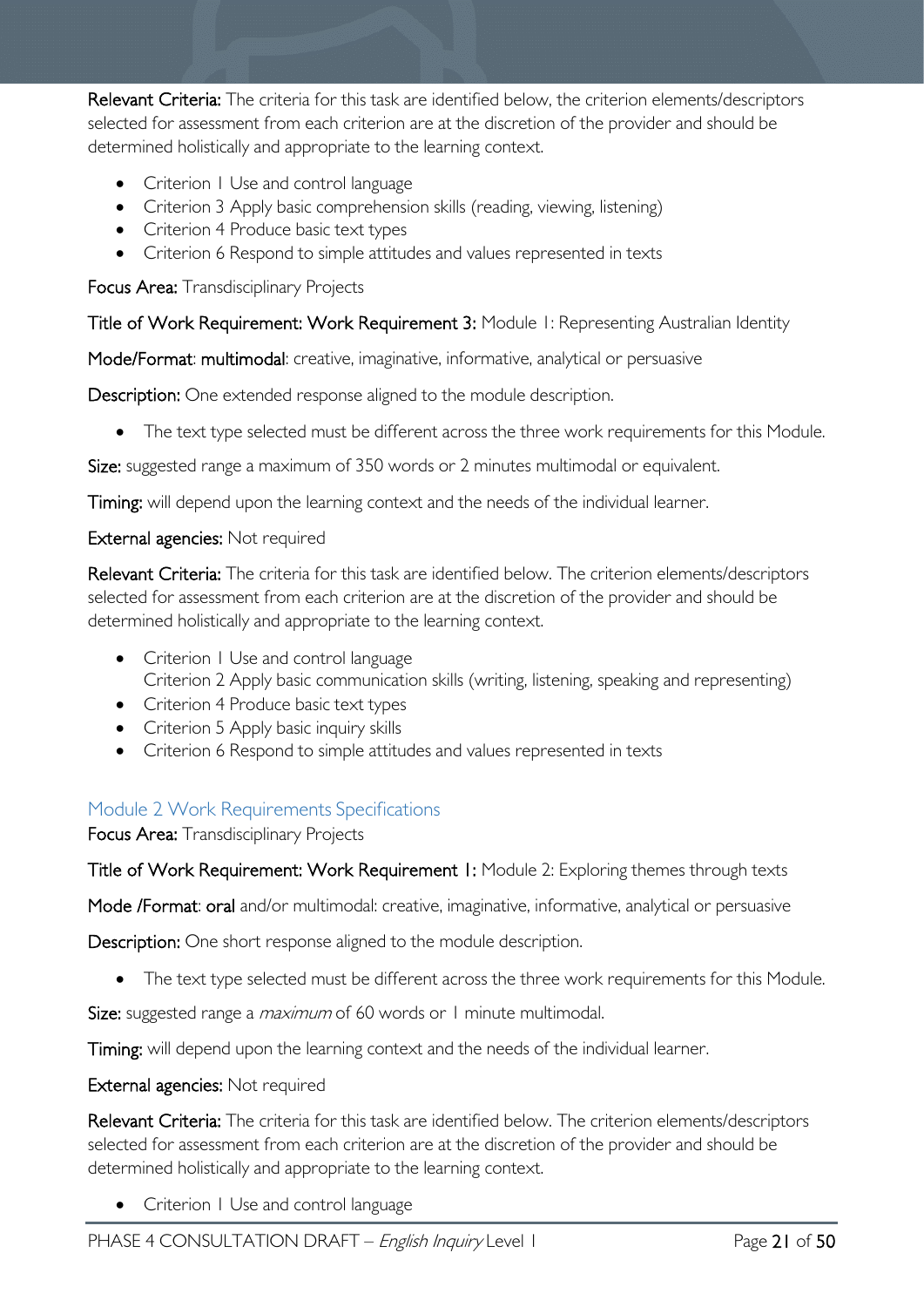**Relevant Criteria:** The criteria for this task are identified below, the criterion elements/descriptors selected for assessment from each criterion are at the discretion of the provider and should be determined holistically and appropriate to the learning context.

- Criterion 1 Use and control language
- Criterion 3 Apply basic comprehension skills (reading, viewing, listening)
- Criterion 4 Produce basic text types
- Criterion 6 Respond to simple attitudes and values represented in texts

**Focus Area:** Transdisciplinary Projects

**Title of Work Requirement: Work Requirement 3:** Module 1: Representing Australian Identity

**Mode/Format**: **multimodal**: creative, imaginative, informative, analytical or persuasive

**Description:** One extended response aligned to the module description.

- The text type selected must be different across the three work requirements for this Module.

**Size:** suggested range a maximum of 350 words or 2 minutes multimodal or equivalent.

**Timing:** will depend upon the learning context and the needs of the individual learner.

**External agencies:** Not required

**Relevant Criteria:** The criteria for this task are identified below. The criterion elements/descriptors selected for assessment from each criterion are at the discretion of the provider and should be determined holistically and appropriate to the learning context.

- Criterion 1 Use and control language
  Criterion 2 Apply basic communication skills (writing, listening, speaking and representing)
- Criterion 4 Produce basic text types
- Criterion 5 Apply basic inquiry skills
- Criterion 6 Respond to simple attitudes and values represented in texts

## Module 2 Work Requirements Specifications

**Focus Area:** Transdisciplinary Projects

**Title of Work Requirement: Work Requirement 1:** Module 2: Exploring themes through texts

**Mode /Format**: **oral** and/or multimodal: creative, imaginative, informative, analytical or persuasive

**Description:** One short response aligned to the module description.

- The text type selected must be different across the three work requirements for this Module.

**Size:** suggested range a *maximum* of 60 words or 1 minute multimodal.

**Timing:** will depend upon the learning context and the needs of the individual learner.

**External agencies:** Not required

**Relevant Criteria:** The criteria for this task are identified below. The criterion elements/descriptors selected for assessment from each criterion are at the discretion of the provider and should be determined holistically and appropriate to the learning context.

- Criterion 1 Use and control language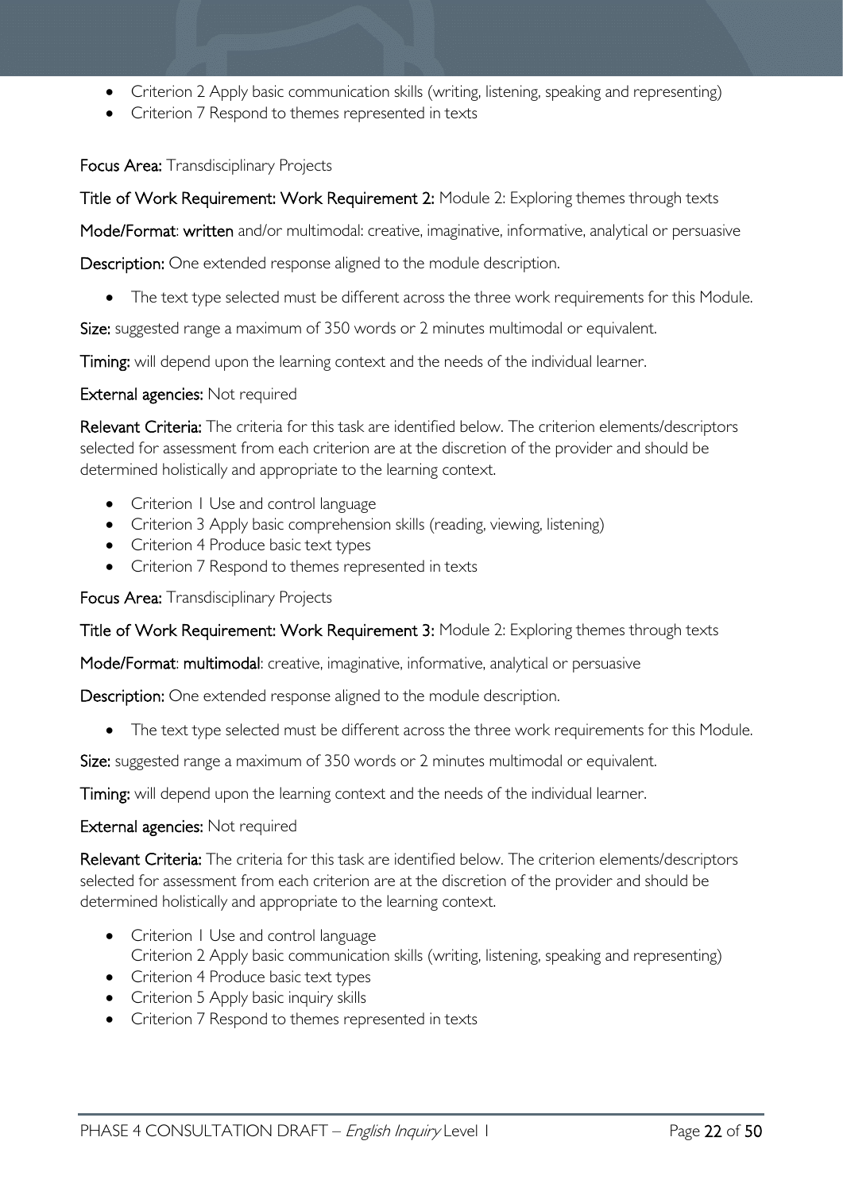- Criterion 2 Apply basic communication skills (writing, listening, speaking and representing)
- Criterion 7 Respond to themes represented in texts

**Focus Area:** Transdisciplinary Projects

**Title of Work Requirement: Work Requirement 2:** Module 2: Exploring themes through texts

**Mode/Format**: **written** and/or multimodal: creative, imaginative, informative, analytical or persuasive

**Description:** One extended response aligned to the module description.

- The text type selected must be different across the three work requirements for this Module.

**Size:** suggested range a maximum of 350 words or 2 minutes multimodal or equivalent.

**Timing:** will depend upon the learning context and the needs of the individual learner.

**External agencies:** Not required

**Relevant Criteria:** The criteria for this task are identified below. The criterion elements/descriptors selected for assessment from each criterion are at the discretion of the provider and should be determined holistically and appropriate to the learning context.

- Criterion 1 Use and control language
- Criterion 3 Apply basic comprehension skills (reading, viewing, listening)
- Criterion 4 Produce basic text types
- Criterion 7 Respond to themes represented in texts

**Focus Area:** Transdisciplinary Projects

**Title of Work Requirement: Work Requirement 3:** Module 2: Exploring themes through texts

**Mode/Format**: **multimodal**: creative, imaginative, informative, analytical or persuasive

**Description:** One extended response aligned to the module description.

- The text type selected must be different across the three work requirements for this Module.

**Size:** suggested range a maximum of 350 words or 2 minutes multimodal or equivalent.

**Timing:** will depend upon the learning context and the needs of the individual learner.

**External agencies:** Not required

**Relevant Criteria:** The criteria for this task are identified below. The criterion elements/descriptors selected for assessment from each criterion are at the discretion of the provider and should be determined holistically and appropriate to the learning context.

- Criterion 1 Use and control language
  Criterion 2 Apply basic communication skills (writing, listening, speaking and representing)
- Criterion 4 Produce basic text types
- Criterion 5 Apply basic inquiry skills
- Criterion 7 Respond to themes represented in texts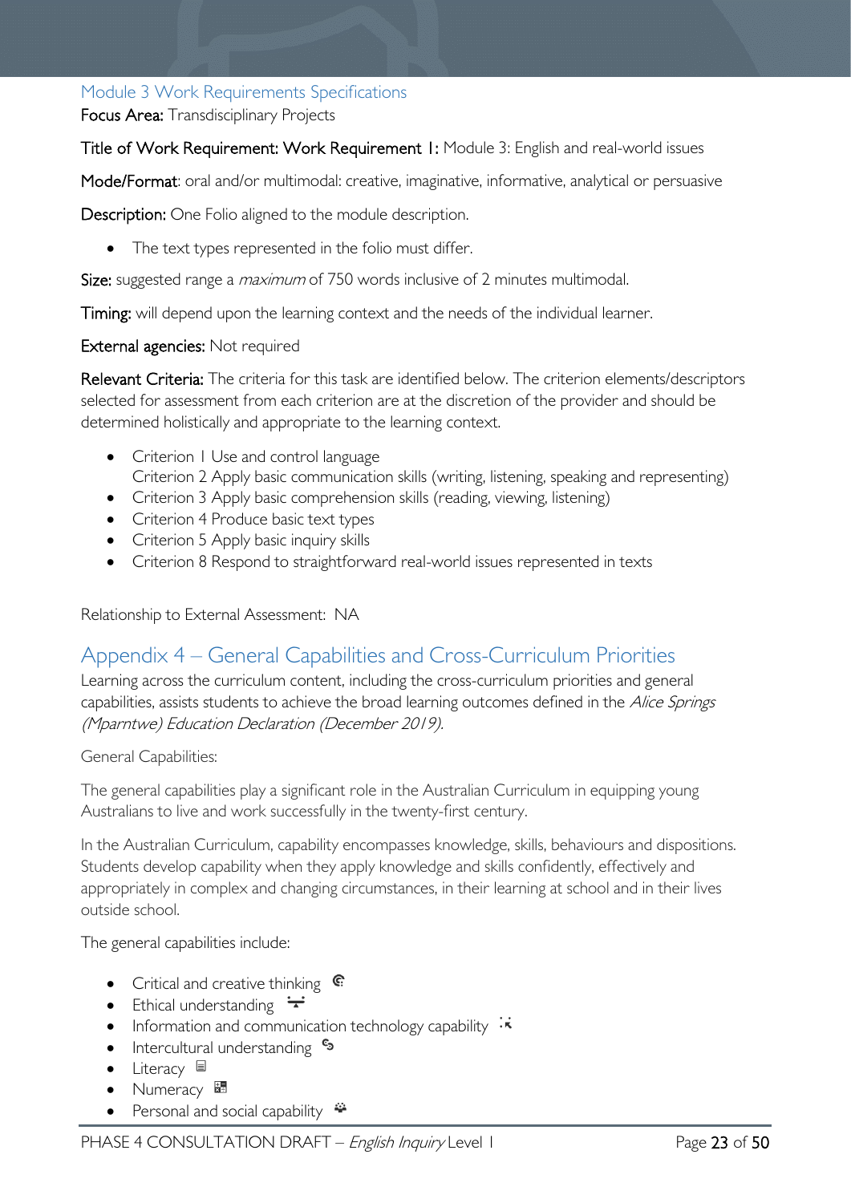## Module 3 Work Requirements Specifications

**Focus Area:** Transdisciplinary Projects

**Title of Work Requirement: Work Requirement 1:** Module 3: English and real-world issues

**Mode/Format**: oral and/or multimodal: creative, imaginative, informative, analytical or persuasive

**Description:** One Folio aligned to the module description.

- The text types represented in the folio must differ.

**Size:** suggested range a *maximum* of 750 words inclusive of 2 minutes multimodal.

**Timing:** will depend upon the learning context and the needs of the individual learner.

**External agencies:** Not required

**Relevant Criteria:** The criteria for this task are identified below. The criterion elements/descriptors selected for assessment from each criterion are at the discretion of the provider and should be determined holistically and appropriate to the learning context.

- Criterion 1 Use and control language
  Criterion 2 Apply basic communication skills (writing, listening, speaking and representing)
- Criterion 3 Apply basic comprehension skills (reading, viewing, listening)
- Criterion 4 Produce basic text types
- Criterion 5 Apply basic inquiry skills
- Criterion 8 Respond to straightforward real-world issues represented in texts

Relationship to External Assessment: NA

# Appendix 4 – General Capabilities and Cross-Curriculum Priorities

Learning across the curriculum content, including the cross-curriculum priorities and general capabilities, assists students to achieve the broad learning outcomes defined in the *Alice Springs (Mparntwe) Education Declaration (December 2019).*

General Capabilities:

The general capabilities play a significant role in the Australian Curriculum in equipping young Australians to live and work successfully in the twenty-first century.

In the Australian Curriculum, capability encompasses knowledge, skills, behaviours and dispositions. Students develop capability when they apply knowledge and skills confidently, effectively and appropriately in complex and changing circumstances, in their learning at school and in their lives outside school.

The general capabilities include:

- Critical and creative thinking
- Ethical understanding
- Information and communication technology capability
- Intercultural understanding
- Literacy
- Numeracy
- Personal and social capability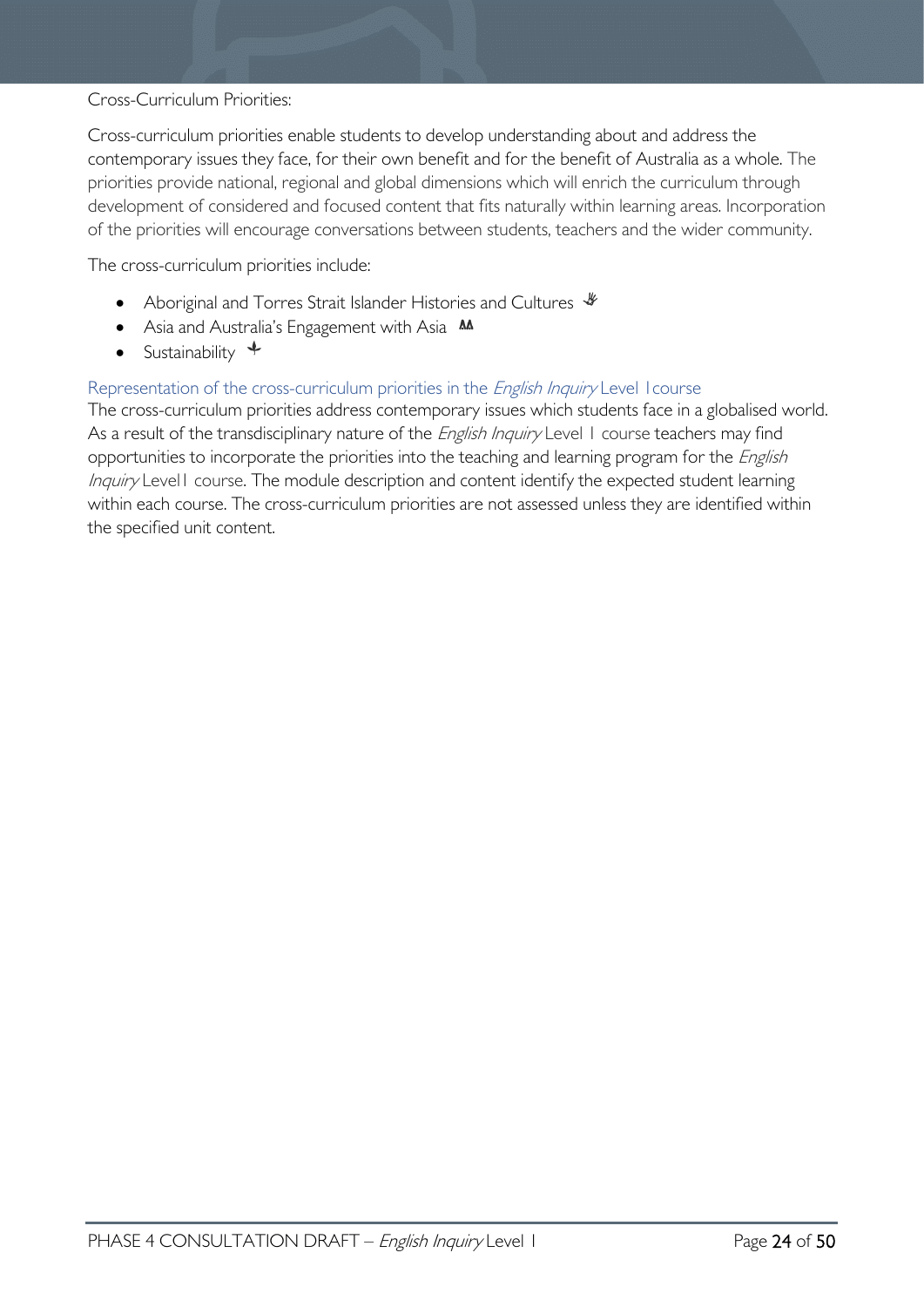Cross-Curriculum Priorities:

Cross-curriculum priorities enable students to develop understanding about and address the contemporary issues they face, for their own benefit and for the benefit of Australia as a whole. The priorities provide national, regional and global dimensions which will enrich the curriculum through development of considered and focused content that fits naturally within learning areas. Incorporation of the priorities will encourage conversations between students, teachers and the wider community.

The cross-curriculum priorities include:

- Aboriginal and Torres Strait Islander Histories and Cultures
- Asia and Australia's Engagement with Asia
- Sustainability

### Representation of the cross-curriculum priorities in the *English Inquiry* Level 1course

The cross-curriculum priorities address contemporary issues which students face in a globalised world. As a result of the transdisciplinary nature of the *English Inquiry* Level 1 course teachers may find opportunities to incorporate the priorities into the teaching and learning program for the *English Inquiry* Level1 course. The module description and content identify the expected student learning within each course. The cross-curriculum priorities are not assessed unless they are identified within the specified unit content.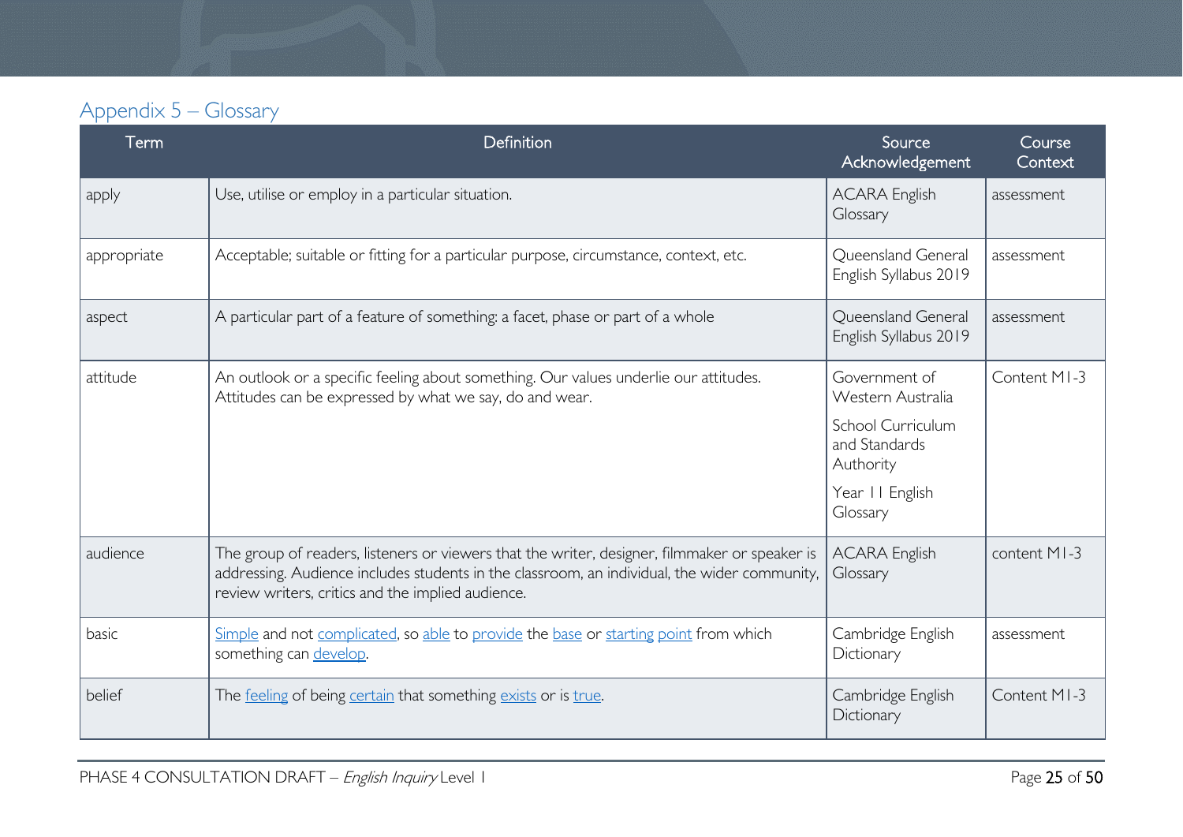## Appendix 5 – Glossary

| Term | Definition | Source Acknowledgement | Course Context |
|---|---|---|---|
| apply | Use, utilise or employ in a particular situation. | ACARA English Glossary | assessment |
| appropriate | Acceptable; suitable or fitting for a particular purpose, circumstance, context, etc. | Queensland General English Syllabus 2019 | assessment |
| aspect | A particular part of a feature of something: a facet, phase or part of a whole | Queensland General English Syllabus 2019 | assessment |
| attitude | An outlook or a specific feeling about something. Our values underlie our attitudes. Attitudes can be expressed by what we say, do and wear. | Government of Western Australia<br>School Curriculum and Standards Authority<br>Year 11 English Glossary | Content M1-3 |
| audience | The group of readers, listeners or viewers that the writer, designer, filmmaker or speaker is addressing. Audience includes students in the classroom, an individual, the wider community, review writers, critics and the implied audience. | ACARA English Glossary | content M1-3 |
| basic | Simple and not complicated, so able to provide the base or starting point from which something can develop. | Cambridge English Dictionary | assessment |
| belief | The feeling of being certain that something exists or is true. | Cambridge English Dictionary | Content M1-3 |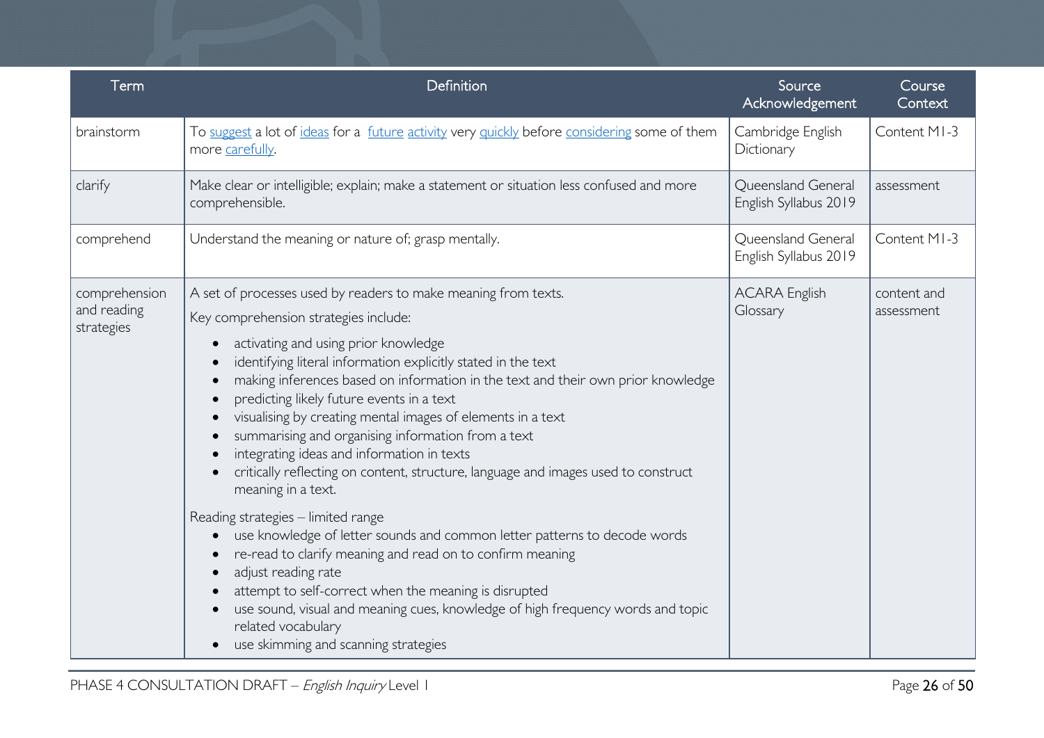| Term | Definition | Source Acknowledgement | Course Context |
|---|---|---|---|
| brainstorm | To suggest a lot of ideas for a future activity very quickly before considering some of them more carefully. | Cambridge English Dictionary | Content M1-3 |
| clarify | Make clear or intelligible; explain; make a statement or situation less confused and more comprehensible. | Queensland General English Syllabus 2019 | assessment |
| comprehend | Understand the meaning or nature of; grasp mentally. | Queensland General English Syllabus 2019 | Content M1-3 |
| comprehension and reading strategies | A set of processes used by readers to make meaning from texts.<br>Key comprehension strategies include:<br>• activating and using prior knowledge<br>• identifying literal information explicitly stated in the text<br>• making inferences based on information in the text and their own prior knowledge<br>• predicting likely future events in a text<br>• visualising by creating mental images of elements in a text<br>• summarising and organising information from a text<br>• integrating ideas and information in texts<br>• critically reflecting on content, structure, language and images used to construct meaning in a text.<br>Reading strategies – limited range<br>• use knowledge of letter sounds and common letter patterns to decode words<br>• re-read to clarify meaning and read on to confirm meaning<br>• adjust reading rate<br>• attempt to self-correct when the meaning is disrupted<br>• use sound, visual and meaning cues, knowledge of high frequency words and topic related vocabulary<br>• use skimming and scanning strategies | ACARA English Glossary | content and assessment |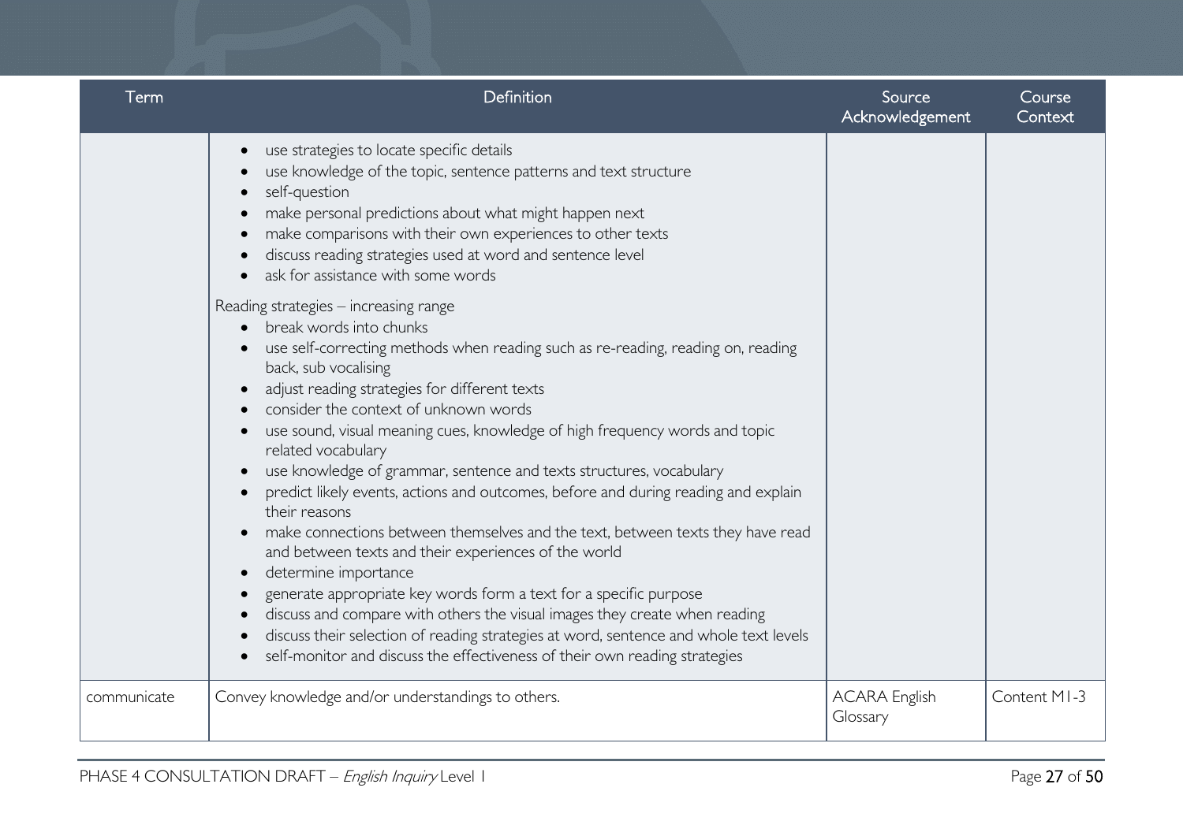| Term | Definition | Source Acknowledgement | Course Context |
|---|---|---|---|
| | • use strategies to locate specific details<br>• use knowledge of the topic, sentence patterns and text structure<br>• self-question<br>• make personal predictions about what might happen next<br>• make comparisons with their own experiences to other texts<br>• discuss reading strategies used at word and sentence level<br>• ask for assistance with some words<br><br>Reading strategies – increasing range<br>• break words into chunks<br>• use self-correcting methods when reading such as re-reading, reading on, reading back, sub vocalising<br>• adjust reading strategies for different texts<br>• consider the context of unknown words<br>• use sound, visual meaning cues, knowledge of high frequency words and topic related vocabulary<br>• use knowledge of grammar, sentence and texts structures, vocabulary<br>• predict likely events, actions and outcomes, before and during reading and explain their reasons<br>• make connections between themselves and the text, between texts they have read and between texts and their experiences of the world<br>• determine importance<br>• generate appropriate key words form a text for a specific purpose<br>• discuss and compare with others the visual images they create when reading<br>• discuss their selection of reading strategies at word, sentence and whole text levels<br>• self-monitor and discuss the effectiveness of their own reading strategies | | |
| communicate | Convey knowledge and/or understandings to others. | ACARA English Glossary | Content M1-3 |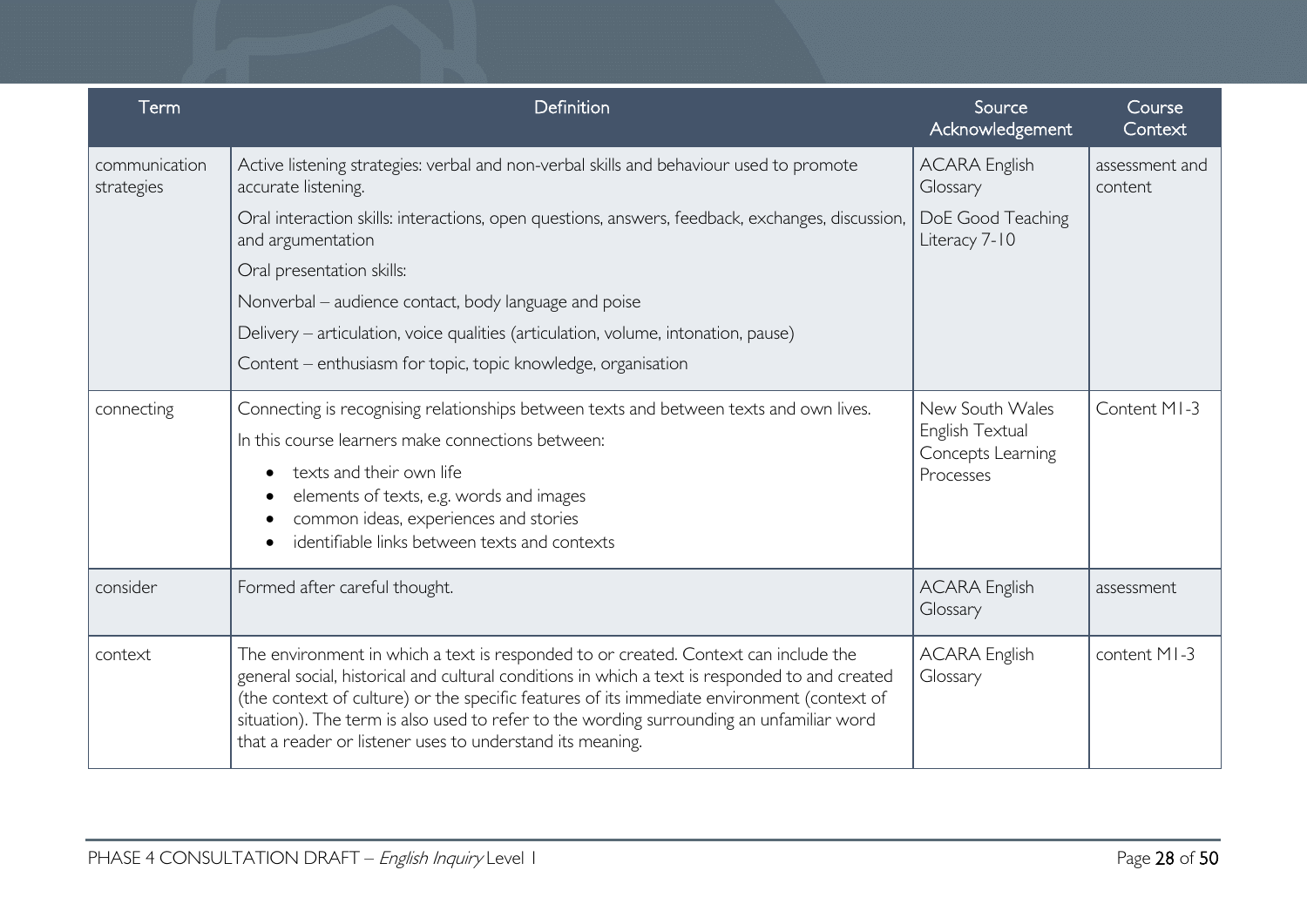| Term | Definition | Source Acknowledgement | Course Context |
| --- | --- | --- | --- |
| communication strategies | Active listening strategies: verbal and non-verbal skills and behaviour used to promote accurate listening.<br>Oral interaction skills: interactions, open questions, answers, feedback, exchanges, discussion, and argumentation<br>Oral presentation skills:<br>Nonverbal – audience contact, body language and poise<br>Delivery – articulation, voice qualities (articulation, volume, intonation, pause)<br>Content – enthusiasm for topic, topic knowledge, organisation | ACARA English Glossary<br>DoE Good Teaching Literacy 7-10 | assessment and content |
| connecting | Connecting is recognising relationships between texts and between texts and own lives.<br>In this course learners make connections between:<br>• texts and their own life<br>• elements of texts, e.g. words and images<br>• common ideas, experiences and stories<br>• identifiable links between texts and contexts | New South Wales English Textual Concepts Learning Processes | Content M1-3 |
| consider | Formed after careful thought. | ACARA English Glossary | assessment |
| context | The environment in which a text is responded to or created. Context can include the general social, historical and cultural conditions in which a text is responded to and created (the context of culture) or the specific features of its immediate environment (context of situation). The term is also used to refer to the wording surrounding an unfamiliar word that a reader or listener uses to understand its meaning. | ACARA English Glossary | content M1-3 |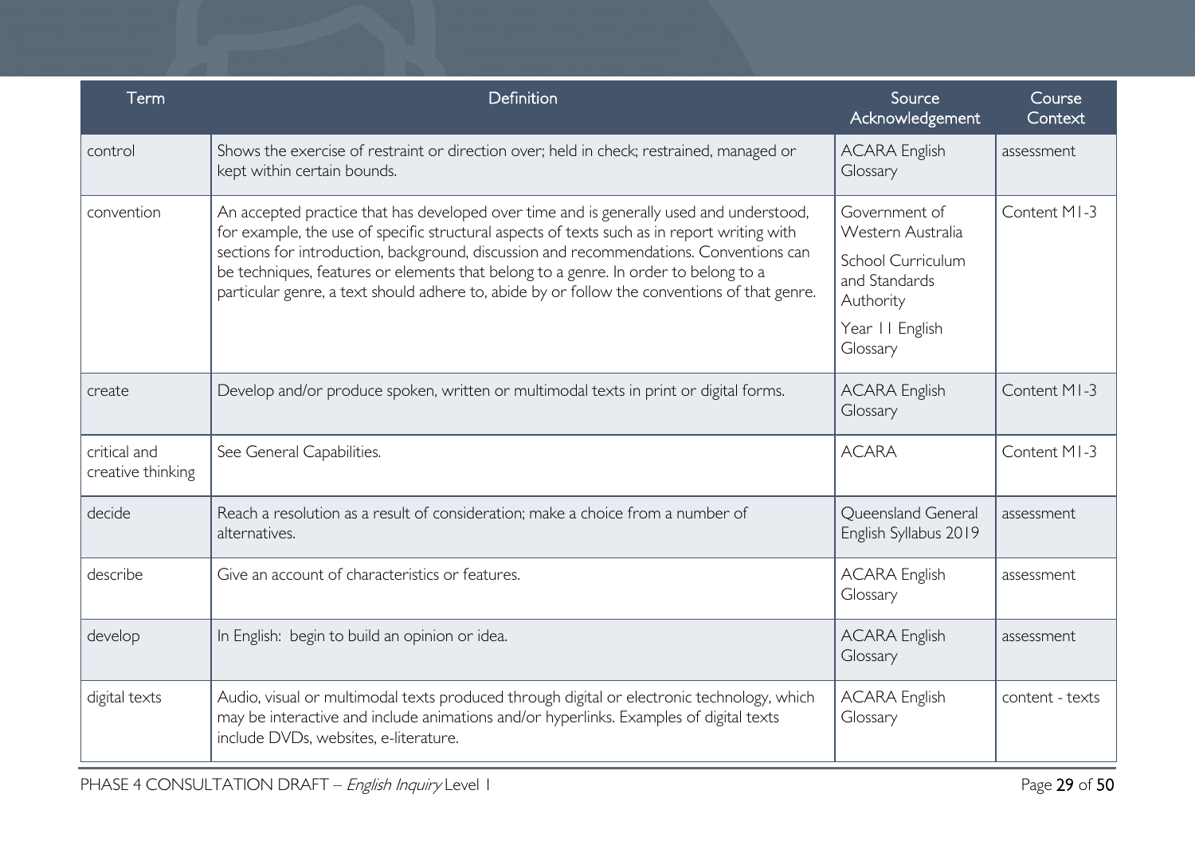| Term | Definition | Source Acknowledgement | Course Context |
|---|---|---|---|
| control | Shows the exercise of restraint or direction over; held in check; restrained, managed or kept within certain bounds. | ACARA English Glossary | assessment |
| convention | An accepted practice that has developed over time and is generally used and understood, for example, the use of specific structural aspects of texts such as in report writing with sections for introduction, background, discussion and recommendations. Conventions can be techniques, features or elements that belong to a genre. In order to belong to a particular genre, a text should adhere to, abide by or follow the conventions of that genre. | Government of Western Australia School Curriculum and Standards Authority Year 11 English Glossary | Content M1-3 |
| create | Develop and/or produce spoken, written or multimodal texts in print or digital forms. | ACARA English Glossary | Content M1-3 |
| critical and creative thinking | See General Capabilities. | ACARA | Content M1-3 |
| decide | Reach a resolution as a result of consideration; make a choice from a number of alternatives. | Queensland General English Syllabus 2019 | assessment |
| describe | Give an account of characteristics or features. | ACARA English Glossary | assessment |
| develop | In English: begin to build an opinion or idea. | ACARA English Glossary | assessment |
| digital texts | Audio, visual or multimodal texts produced through digital or electronic technology, which may be interactive and include animations and/or hyperlinks. Examples of digital texts include DVDs, websites, e-literature. | ACARA English Glossary | content - texts |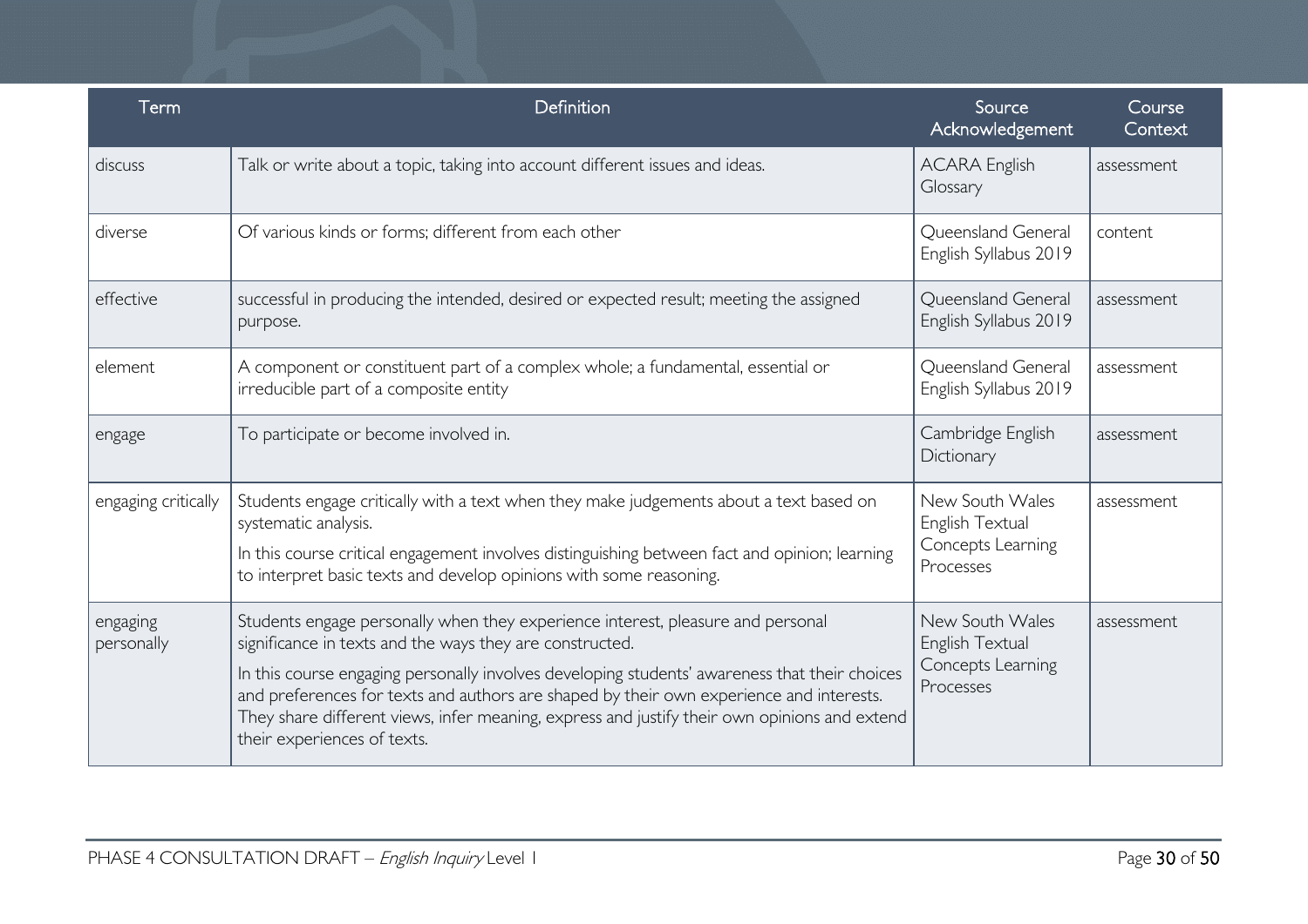| Term | Definition | Source Acknowledgement | Course Context |
|---|---|---|---|
| discuss | Talk or write about a topic, taking into account different issues and ideas. | ACARA English Glossary | assessment |
| diverse | Of various kinds or forms; different from each other | Queensland General English Syllabus 2019 | content |
| effective | successful in producing the intended, desired or expected result; meeting the assigned purpose. | Queensland General English Syllabus 2019 | assessment |
| element | A component or constituent part of a complex whole; a fundamental, essential or irreducible part of a composite entity | Queensland General English Syllabus 2019 | assessment |
| engage | To participate or become involved in. | Cambridge English Dictionary | assessment |
| engaging critically | Students engage critically with a text when they make judgements about a text based on systematic analysis.<br>In this course critical engagement involves distinguishing between fact and opinion; learning to interpret basic texts and develop opinions with some reasoning. | New South Wales English Textual Concepts Learning Processes | assessment |
| engaging personally | Students engage personally when they experience interest, pleasure and personal significance in texts and the ways they are constructed.<br>In this course engaging personally involves developing students' awareness that their choices and preferences for texts and authors are shaped by their own experience and interests. They share different views, infer meaning, express and justify their own opinions and extend their experiences of texts. | New South Wales English Textual Concepts Learning Processes | assessment |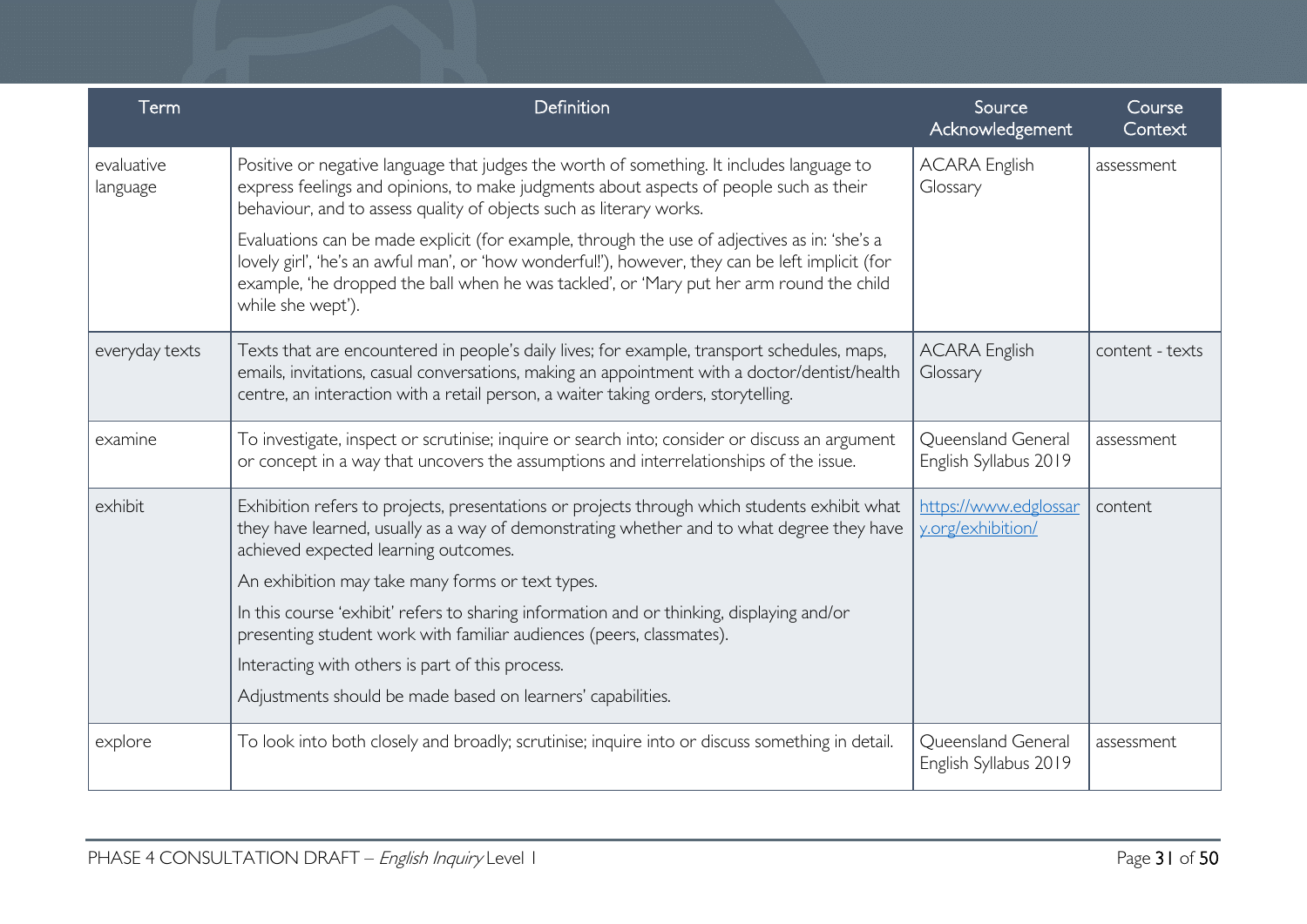| Term | Definition | Source Acknowledgement | Course Context |
|---|---|---|---|
| evaluative language | Positive or negative language that judges the worth of something. It includes language to express feelings and opinions, to make judgments about aspects of people such as their behaviour, and to assess quality of objects such as literary works.<br><br>Evaluations can be made explicit (for example, through the use of adjectives as in: 'she's a lovely girl', 'he's an awful man', or 'how wonderful!'), however, they can be left implicit (for example, 'he dropped the ball when he was tackled', or 'Mary put her arm round the child while she wept'). | ACARA English Glossary | assessment |
| everyday texts | Texts that are encountered in people's daily lives; for example, transport schedules, maps, emails, invitations, casual conversations, making an appointment with a doctor/dentist/health centre, an interaction with a retail person, a waiter taking orders, storytelling. | ACARA English Glossary | content - texts |
| examine | To investigate, inspect or scrutinise; inquire or search into; consider or discuss an argument or concept in a way that uncovers the assumptions and interrelationships of the issue. | Queensland General English Syllabus 2019 | assessment |
| exhibit | Exhibition refers to projects, presentations or projects through which students exhibit what they have learned, usually as a way of demonstrating whether and to what degree they have achieved expected learning outcomes.<br><br>An exhibition may take many forms or text types.<br><br>In this course 'exhibit' refers to sharing information and or thinking, displaying and/or presenting student work with familiar audiences (peers, classmates).<br><br>Interacting with others is part of this process.<br><br>Adjustments should be made based on learners' capabilities. | https://www.edglossary.org/exhibition/ | content |
| explore | To look into both closely and broadly; scrutinise; inquire into or discuss something in detail. | Queensland General English Syllabus 2019 | assessment |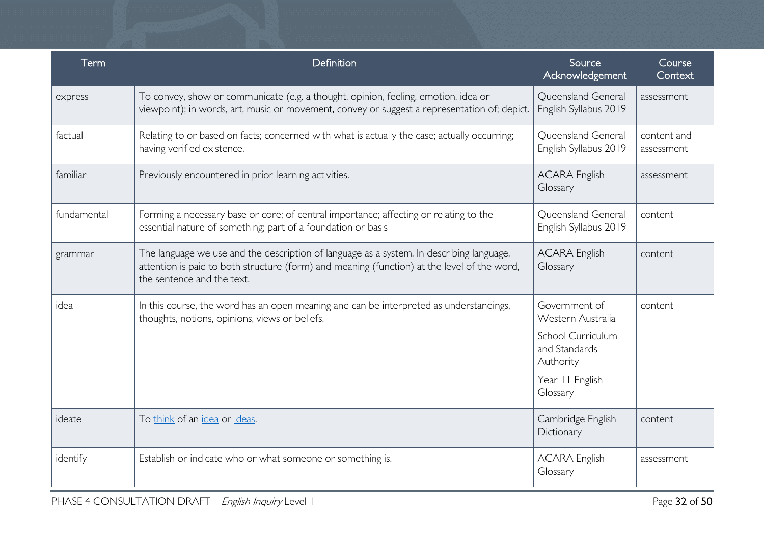| Term | Definition | Source Acknowledgement | Course Context |
|---|---|---|---|
| express | To convey, show or communicate (e.g. a thought, opinion, feeling, emotion, idea or viewpoint); in words, art, music or movement, convey or suggest a representation of; depict. | Queensland General English Syllabus 2019 | assessment |
| factual | Relating to or based on facts; concerned with what is actually the case; actually occurring; having verified existence. | Queensland General English Syllabus 2019 | content and assessment |
| familiar | Previously encountered in prior learning activities. | ACARA English Glossary | assessment |
| fundamental | Forming a necessary base or core; of central importance; affecting or relating to the essential nature of something; part of a foundation or basis | Queensland General English Syllabus 2019 | content |
| grammar | The language we use and the description of language as a system. In describing language, attention is paid to both structure (form) and meaning (function) at the level of the word, the sentence and the text. | ACARA English Glossary | content |
| idea | In this course, the word has an open meaning and can be interpreted as understandings, thoughts, notions, opinions, views or beliefs. | Government of Western Australia School Curriculum and Standards Authority Year 11 English Glossary | content |
| ideate | To think of an idea or ideas. | Cambridge English Dictionary | content |
| identify | Establish or indicate who or what someone or something is. | ACARA English Glossary | assessment |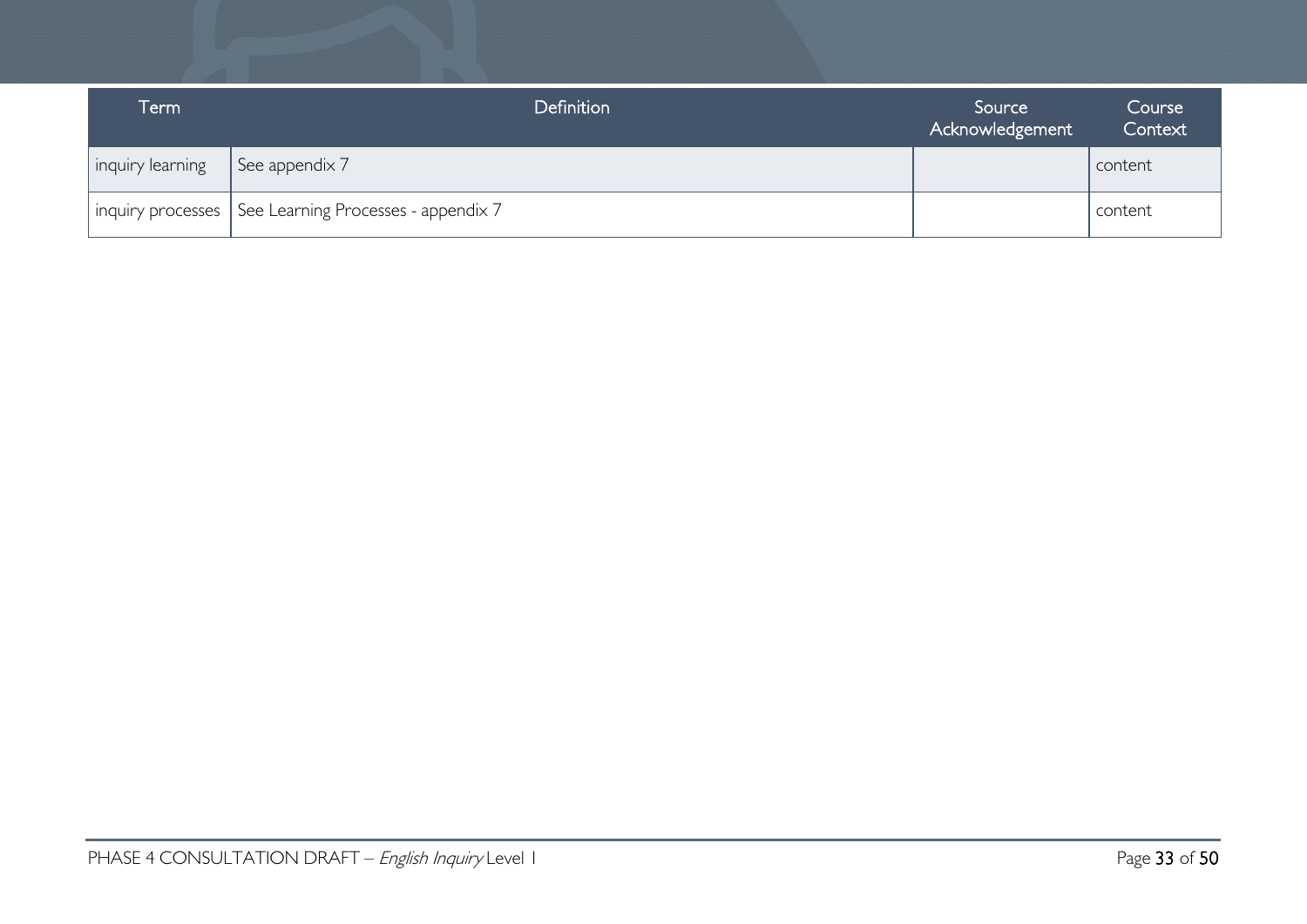| Term | Definition | Source Acknowledgement | Course Context |
|---|---|---|---|
| inquiry learning | See appendix 7 | | content |
| inquiry processes | See Learning Processes - appendix 7 | | content |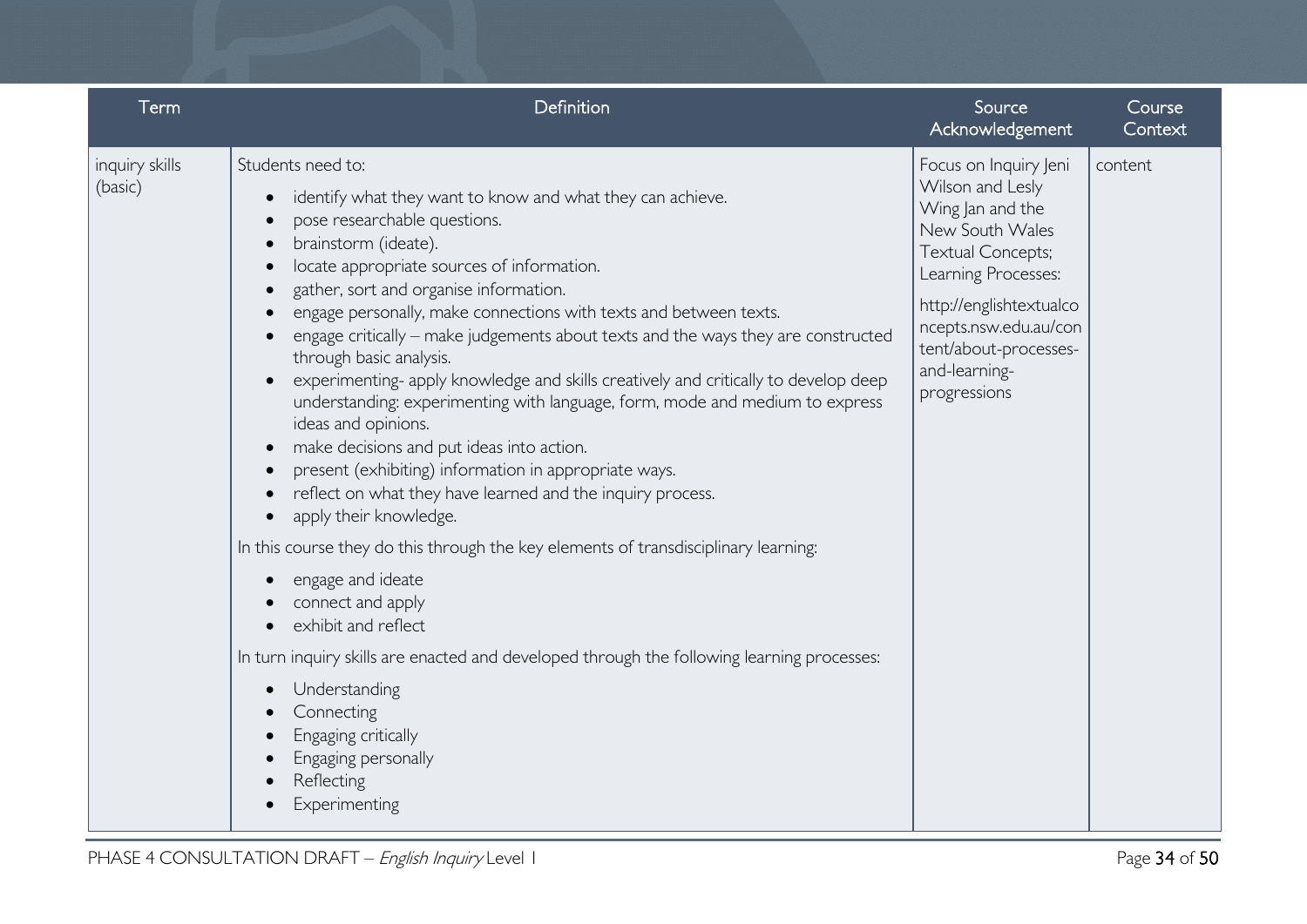| Term | Definition | Source Acknowledgement | Course Context |
| --- | --- | --- | --- |
| inquiry skills (basic) | Students need to:<br>• identify what they want to know and what they can achieve.<br>• pose researchable questions.<br>• brainstorm (ideate).<br>• locate appropriate sources of information.<br>• gather, sort and organise information.<br>• engage personally, make connections with texts and between texts.<br>• engage critically – make judgements about texts and the ways they are constructed through basic analysis.<br>• experimenting- apply knowledge and skills creatively and critically to develop deep understanding: experimenting with language, form, mode and medium to express ideas and opinions.<br>• make decisions and put ideas into action.<br>• present (exhibiting) information in appropriate ways.<br>• reflect on what they have learned and the inquiry process.<br>• apply their knowledge.<br>In this course they do this through the key elements of transdisciplinary learning:<br>• engage and ideate<br>• connect and apply<br>• exhibit and reflect<br>In turn inquiry skills are enacted and developed through the following learning processes:<br>• Understanding<br>• Connecting<br>• Engaging critically<br>• Engaging personally<br>• Reflecting<br>• Experimenting | Focus on Inquiry Jeni Wilson and Lesly Wing Jan and the New South Wales Textual Concepts; Learning Processes:<br>http://englishtextualconcepts.nsw.edu.au/content/about-processes-and-learning-progressions | content |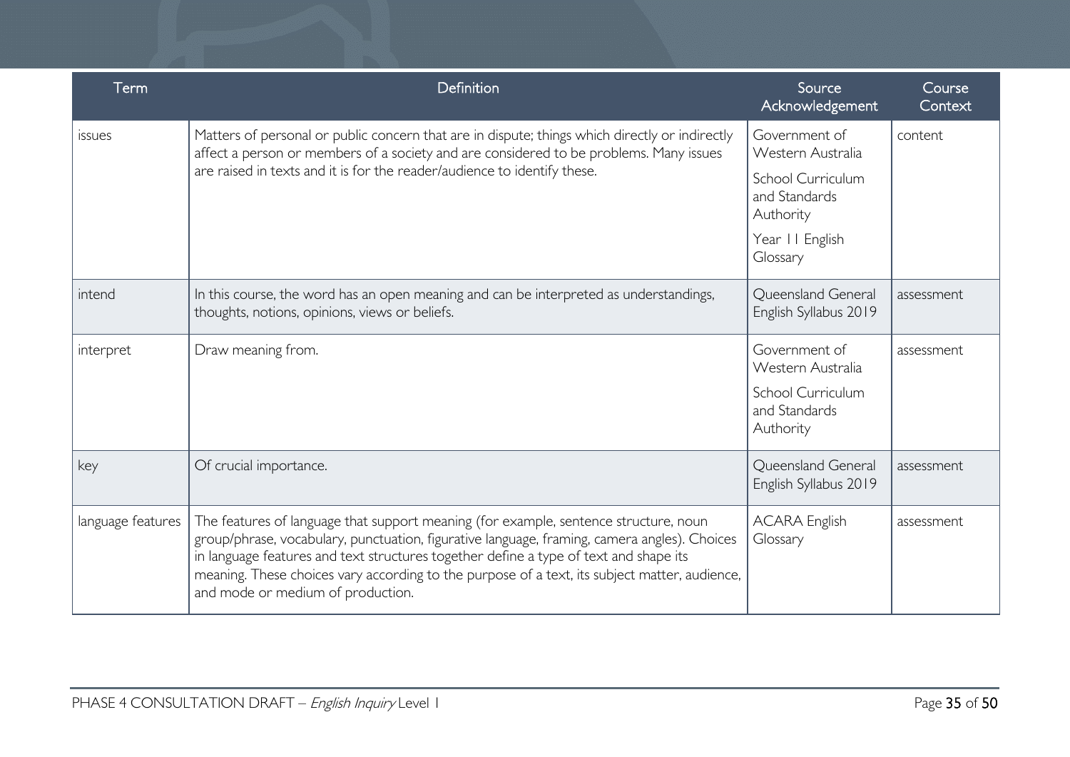| Term | Definition | Source Acknowledgement | Course Context |
|---|---|---|---|
| issues | Matters of personal or public concern that are in dispute; things which directly or indirectly affect a person or members of a society and are considered to be problems. Many issues are raised in texts and it is for the reader/audience to identify these. | Government of Western Australia<br>School Curriculum and Standards Authority<br>Year 11 English Glossary | content |
| intend | In this course, the word has an open meaning and can be interpreted as understandings, thoughts, notions, opinions, views or beliefs. | Queensland General English Syllabus 2019 | assessment |
| interpret | Draw meaning from. | Government of Western Australia<br>School Curriculum and Standards Authority | assessment |
| key | Of crucial importance. | Queensland General English Syllabus 2019 | assessment |
| language features | The features of language that support meaning (for example, sentence structure, noun group/phrase, vocabulary, punctuation, figurative language, framing, camera angles). Choices in language features and text structures together define a type of text and shape its meaning. These choices vary according to the purpose of a text, its subject matter, audience, and mode or medium of production. | ACARA English Glossary | assessment |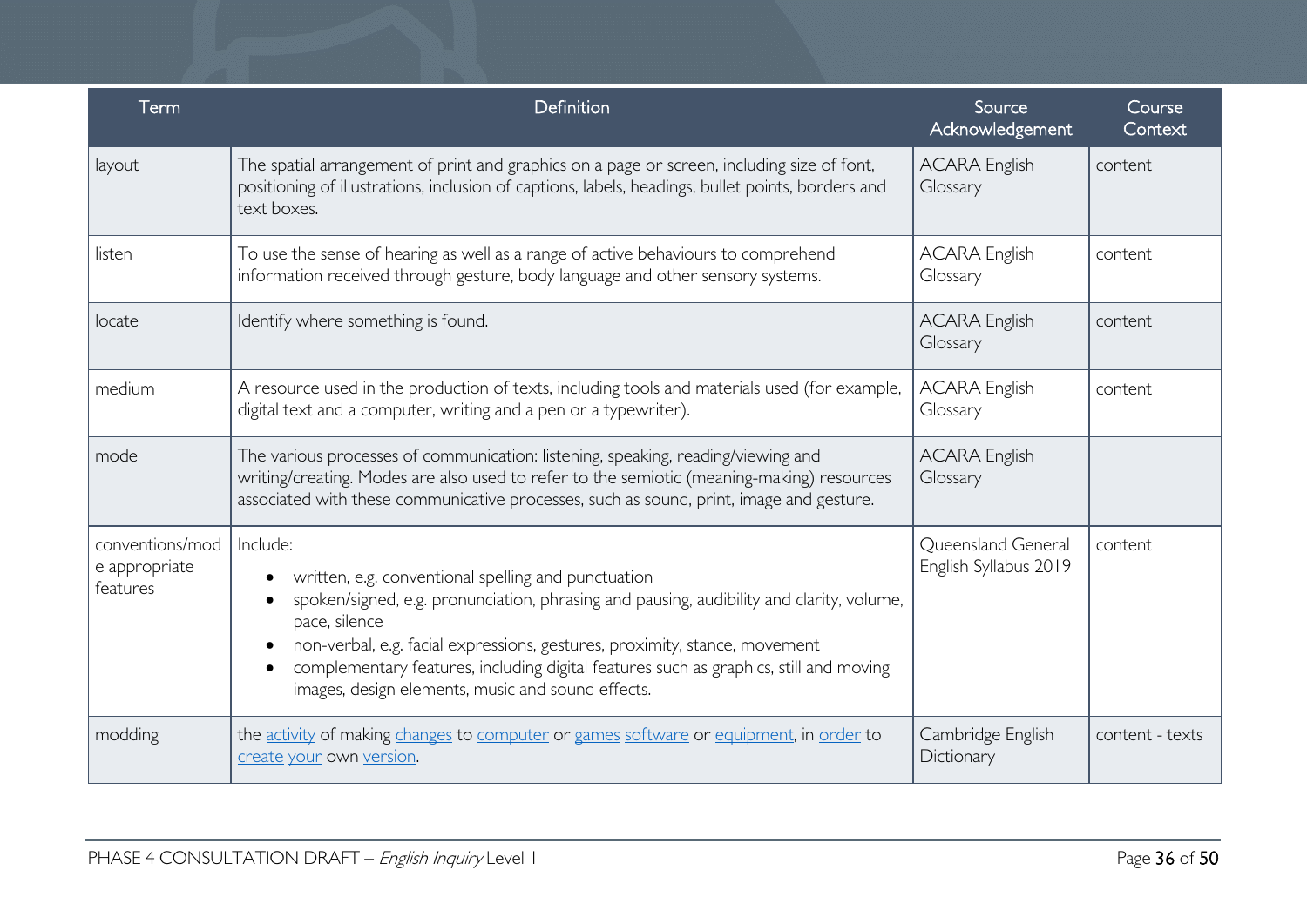| Term | Definition | Source Acknowledgement | Course Context |
| --- | --- | --- | --- |
| layout | The spatial arrangement of print and graphics on a page or screen, including size of font, positioning of illustrations, inclusion of captions, labels, headings, bullet points, borders and text boxes. | ACARA English Glossary | content |
| listen | To use the sense of hearing as well as a range of active behaviours to comprehend information received through gesture, body language and other sensory systems. | ACARA English Glossary | content |
| locate | Identify where something is found. | ACARA English Glossary | content |
| medium | A resource used in the production of texts, including tools and materials used (for example, digital text and a computer, writing and a pen or a typewriter). | ACARA English Glossary | content |
| mode | The various processes of communication: listening, speaking, reading/viewing and writing/creating. Modes are also used to refer to the semiotic (meaning-making) resources associated with these communicative processes, such as sound, print, image and gesture. | ACARA English Glossary | |
| conventions/mode appropriate features | Include:<br>• written, e.g. conventional spelling and punctuation<br>• spoken/signed, e.g. pronunciation, phrasing and pausing, audibility and clarity, volume, pace, silence<br>• non-verbal, e.g. facial expressions, gestures, proximity, stance, movement<br>• complementary features, including digital features such as graphics, still and moving images, design elements, music and sound effects. | Queensland General English Syllabus 2019 | content |
| modding | the activity of making changes to computer or games software or equipment, in order to create your own version. | Cambridge English Dictionary | content - texts |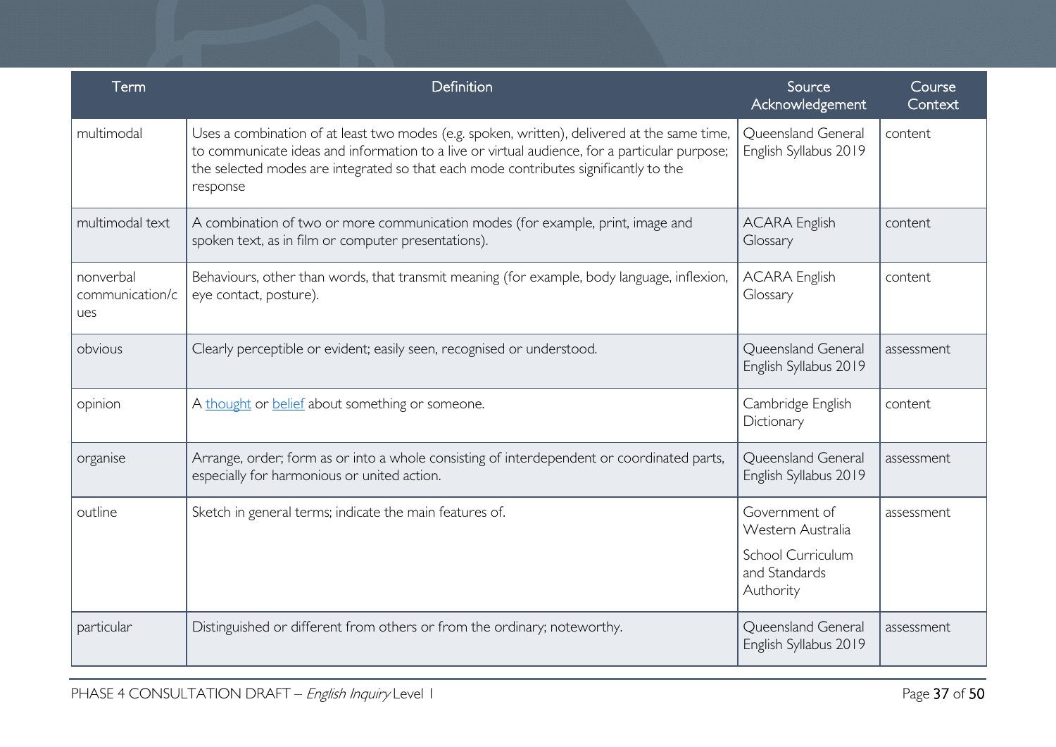| Term | Definition | Source Acknowledgement | Course Context |
|---|---|---|---|
| multimodal | Uses a combination of at least two modes (e.g. spoken, written), delivered at the same time, to communicate ideas and information to a live or virtual audience, for a particular purpose; the selected modes are integrated so that each mode contributes significantly to the response | Queensland General English Syllabus 2019 | content |
| multimodal text | A combination of two or more communication modes (for example, print, image and spoken text, as in film or computer presentations). | ACARA English Glossary | content |
| nonverbal communication/cues | Behaviours, other than words, that transmit meaning (for example, body language, inflexion, eye contact, posture). | ACARA English Glossary | content |
| obvious | Clearly perceptible or evident; easily seen, recognised or understood. | Queensland General English Syllabus 2019 | assessment |
| opinion | A thought or belief about something or someone. | Cambridge English Dictionary | content |
| organise | Arrange, order; form as or into a whole consisting of interdependent or coordinated parts, especially for harmonious or united action. | Queensland General English Syllabus 2019 | assessment |
| outline | Sketch in general terms; indicate the main features of. | Government of Western Australia School Curriculum and Standards Authority | assessment |
| particular | Distinguished or different from others or from the ordinary; noteworthy. | Queensland General English Syllabus 2019 | assessment |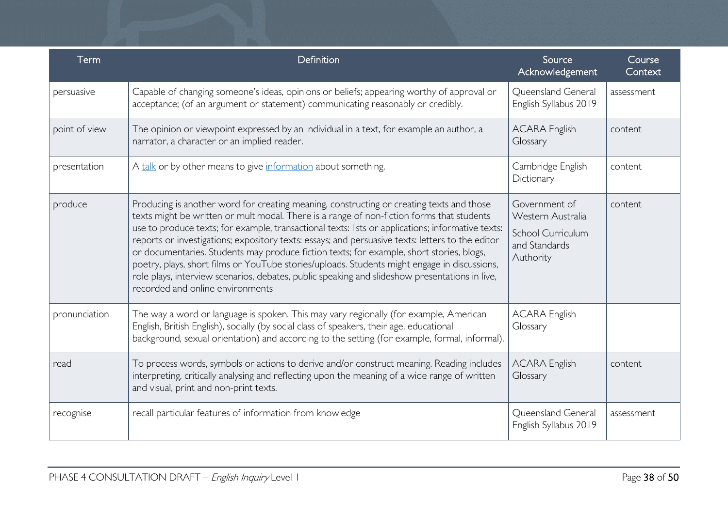| Term | Definition | Source Acknowledgement | Course Context |
|---|---|---|---|
| persuasive | Capable of changing someone's ideas, opinions or beliefs; appearing worthy of approval or acceptance; (of an argument or statement) communicating reasonably or credibly. | Queensland General English Syllabus 2019 | assessment |
| point of view | The opinion or viewpoint expressed by an individual in a text, for example an author, a narrator, a character or an implied reader. | ACARA English Glossary | content |
| presentation | A talk or by other means to give information about something. | Cambridge English Dictionary | content |
| produce | Producing is another word for creating meaning, constructing or creating texts and those texts might be written or multimodal. There is a range of non-fiction forms that students use to produce texts; for example, transactional texts: lists or applications; informative texts: reports or investigations; expository texts: essays; and persuasive texts: letters to the editor or documentaries. Students may produce fiction texts; for example, short stories, blogs, poetry, plays, short films or YouTube stories/uploads. Students might engage in discussions, role plays, interview scenarios, debates, public speaking and slideshow presentations in live, recorded and online environments | Government of Western Australia School Curriculum and Standards Authority | content |
| pronunciation | The way a word or language is spoken. This may vary regionally (for example, American English, British English), socially (by social class of speakers, their age, educational background, sexual orientation) and according to the setting (for example, formal, informal). | ACARA English Glossary | |
| read | To process words, symbols or actions to derive and/or construct meaning. Reading includes interpreting, critically analysing and reflecting upon the meaning of a wide range of written and visual, print and non-print texts. | ACARA English Glossary | content |
| recognise | recall particular features of information from knowledge | Queensland General English Syllabus 2019 | assessment |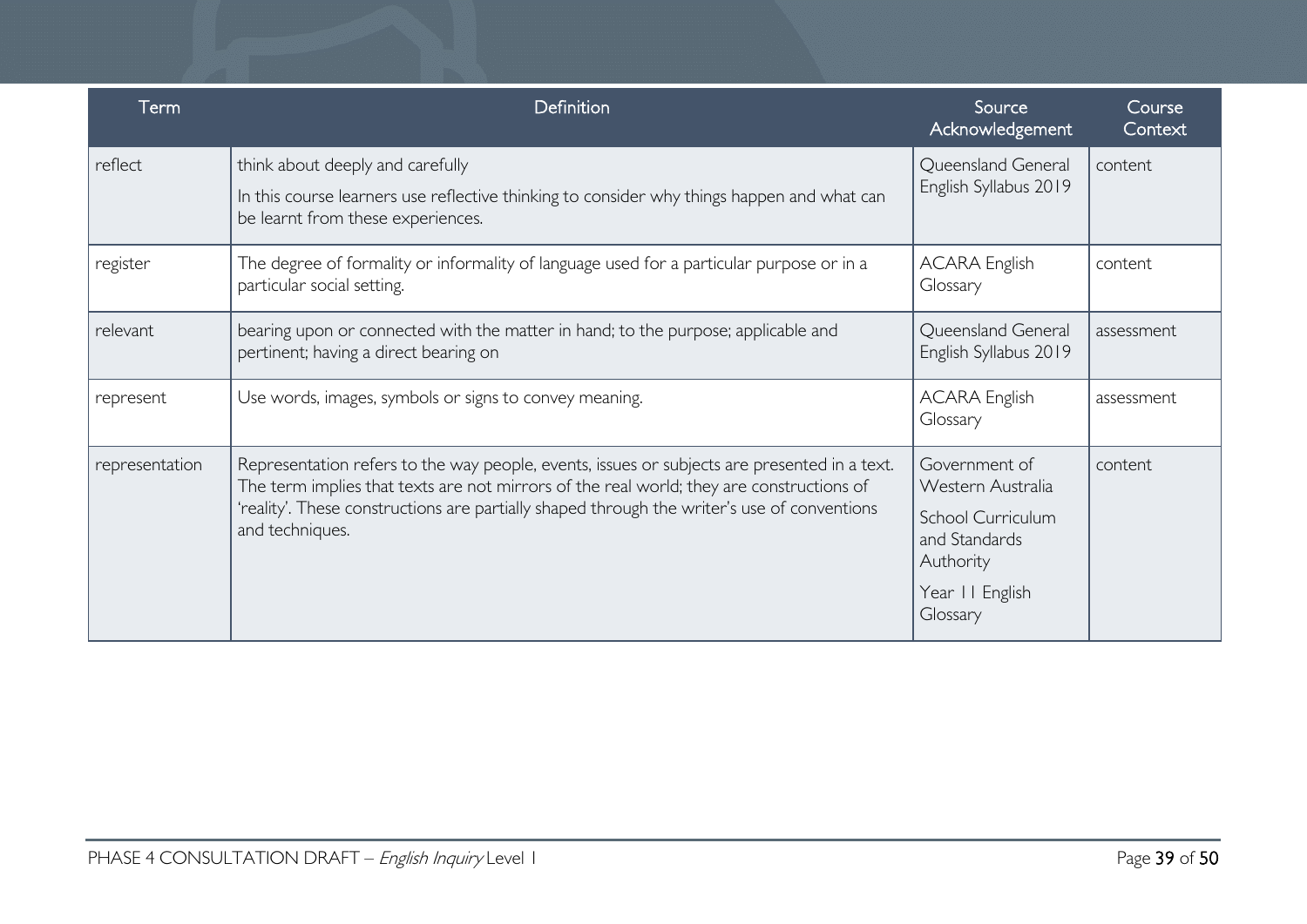| Term | Definition | Source Acknowledgement | Course Context |
| --- | --- | --- | --- |
| reflect | think about deeply and carefully<br>In this course learners use reflective thinking to consider why things happen and what can be learnt from these experiences. | Queensland General English Syllabus 2019 | content |
| register | The degree of formality or informality of language used for a particular purpose or in a particular social setting. | ACARA English Glossary | content |
| relevant | bearing upon or connected with the matter in hand; to the purpose; applicable and pertinent; having a direct bearing on | Queensland General English Syllabus 2019 | assessment |
| represent | Use words, images, symbols or signs to convey meaning. | ACARA English Glossary | assessment |
| representation | Representation refers to the way people, events, issues or subjects are presented in a text. The term implies that texts are not mirrors of the real world; they are constructions of 'reality'. These constructions are partially shaped through the writer's use of conventions and techniques. | Government of Western Australia<br>School Curriculum and Standards Authority<br>Year 11 English Glossary | content |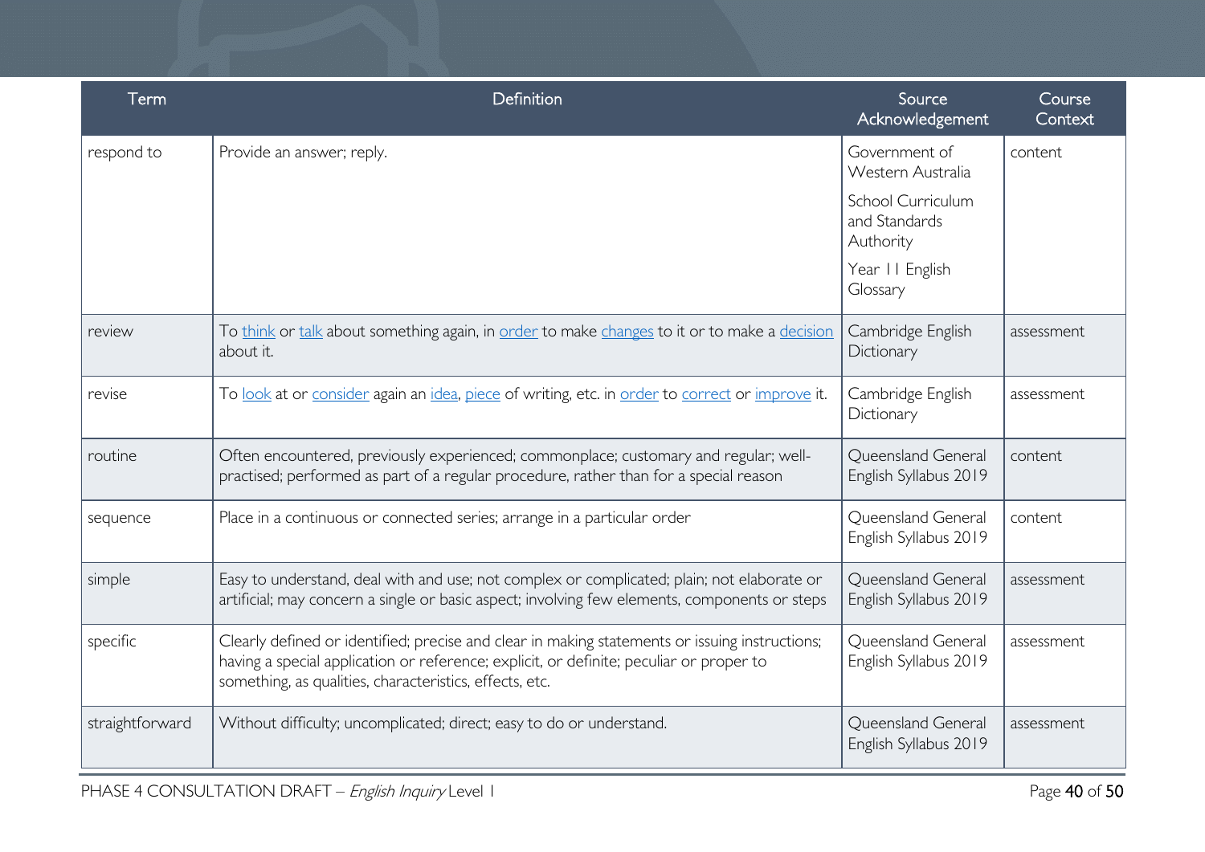| Term | Definition | Source Acknowledgement | Course Context |
|---|---|---|---|
| respond to | Provide an answer; reply. | Government of Western Australia<br>School Curriculum and Standards Authority<br>Year 11 English Glossary | content |
| review | To think or talk about something again, in order to make changes to it or to make a decision about it. | Cambridge English Dictionary | assessment |
| revise | To look at or consider again an idea, piece of writing, etc. in order to correct or improve it. | Cambridge English Dictionary | assessment |
| routine | Often encountered, previously experienced; commonplace; customary and regular; well-practised; performed as part of a regular procedure, rather than for a special reason | Queensland General English Syllabus 2019 | content |
| sequence | Place in a continuous or connected series; arrange in a particular order | Queensland General English Syllabus 2019 | content |
| simple | Easy to understand, deal with and use; not complex or complicated; plain; not elaborate or artificial; may concern a single or basic aspect; involving few elements, components or steps | Queensland General English Syllabus 2019 | assessment |
| specific | Clearly defined or identified; precise and clear in making statements or issuing instructions; having a special application or reference; explicit, or definite; peculiar or proper to something, as qualities, characteristics, effects, etc. | Queensland General English Syllabus 2019 | assessment |
| straightforward | Without difficulty; uncomplicated; direct; easy to do or understand. | Queensland General English Syllabus 2019 | assessment |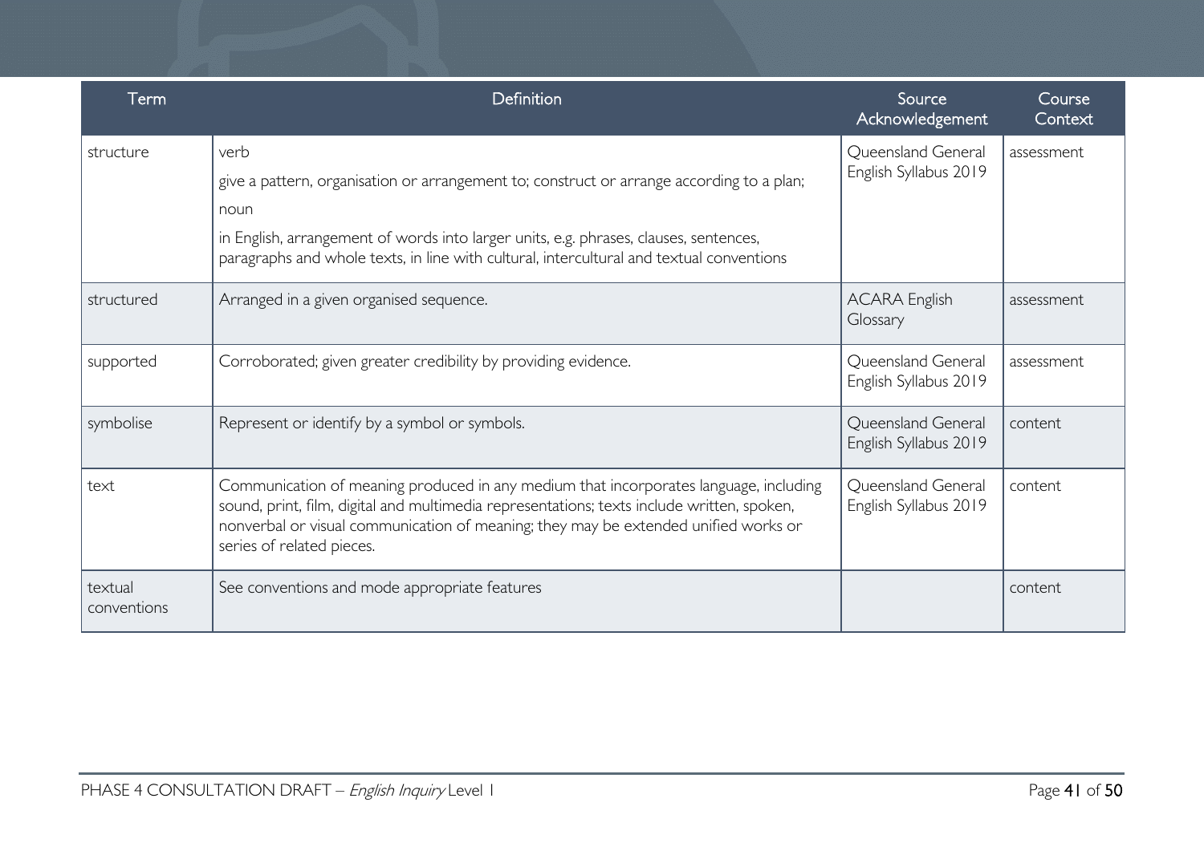| Term | Definition | Source Acknowledgement | Course Context |
|---|---|---|---|
| structure | verb<br>give a pattern, organisation or arrangement to; construct or arrange according to a plan;<br>noun<br>in English, arrangement of words into larger units, e.g. phrases, clauses, sentences, paragraphs and whole texts, in line with cultural, intercultural and textual conventions | Queensland General English Syllabus 2019 | assessment |
| structured | Arranged in a given organised sequence. | ACARA English Glossary | assessment |
| supported | Corroborated; given greater credibility by providing evidence. | Queensland General English Syllabus 2019 | assessment |
| symbolise | Represent or identify by a symbol or symbols. | Queensland General English Syllabus 2019 | content |
| text | Communication of meaning produced in any medium that incorporates language, including sound, print, film, digital and multimedia representations; texts include written, spoken, nonverbal or visual communication of meaning; they may be extended unified works or series of related pieces. | Queensland General English Syllabus 2019 | content |
| textual conventions | See conventions and mode appropriate features | | content |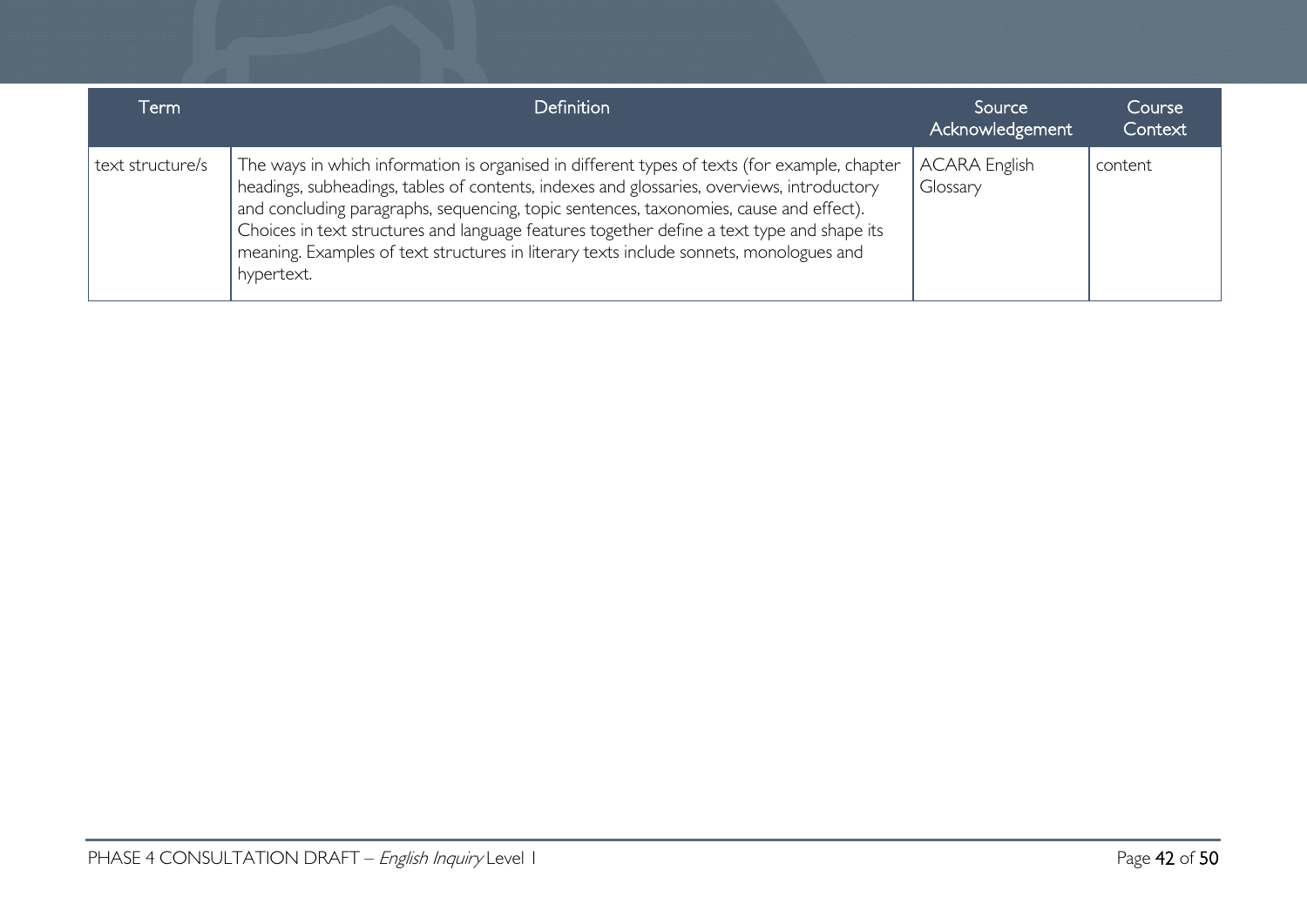| Term | Definition | Source Acknowledgement | Course Context |
| --- | --- | --- | --- |
| text structure/s | The ways in which information is organised in different types of texts (for example, chapter headings, subheadings, tables of contents, indexes and glossaries, overviews, introductory and concluding paragraphs, sequencing, topic sentences, taxonomies, cause and effect). Choices in text structures and language features together define a text type and shape its meaning. Examples of text structures in literary texts include sonnets, monologues and hypertext. | ACARA English Glossary | content |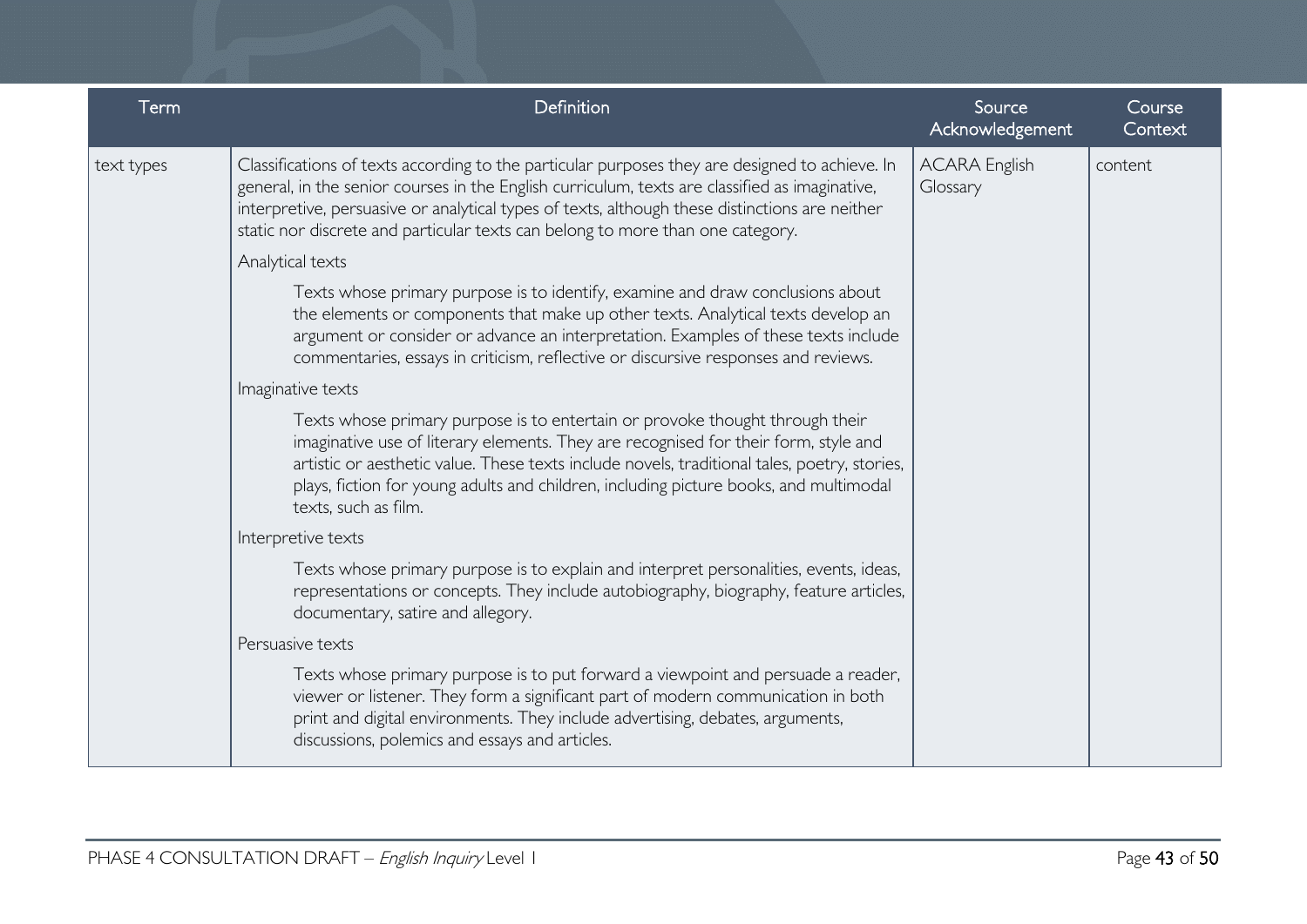| Term | Definition | Source Acknowledgement | Course Context |
|---|---|---|---|
| text types | Classifications of texts according to the particular purposes they are designed to achieve. In general, in the senior courses in the English curriculum, texts are classified as imaginative, interpretive, persuasive or analytical types of texts, although these distinctions are neither static nor discrete and particular texts can belong to more than one category.<br><br>Analytical texts<br><br>Texts whose primary purpose is to identify, examine and draw conclusions about the elements or components that make up other texts. Analytical texts develop an argument or consider or advance an interpretation. Examples of these texts include commentaries, essays in criticism, reflective or discursive responses and reviews.<br><br>Imaginative texts<br><br>Texts whose primary purpose is to entertain or provoke thought through their imaginative use of literary elements. They are recognised for their form, style and artistic or aesthetic value. These texts include novels, traditional tales, poetry, stories, plays, fiction for young adults and children, including picture books, and multimodal texts, such as film.<br><br>Interpretive texts<br><br>Texts whose primary purpose is to explain and interpret personalities, events, ideas, representations or concepts. They include autobiography, biography, feature articles, documentary, satire and allegory.<br><br>Persuasive texts<br><br>Texts whose primary purpose is to put forward a viewpoint and persuade a reader, viewer or listener. They form a significant part of modern communication in both print and digital environments. They include advertising, debates, arguments, discussions, polemics and essays and articles. | ACARA English Glossary | content |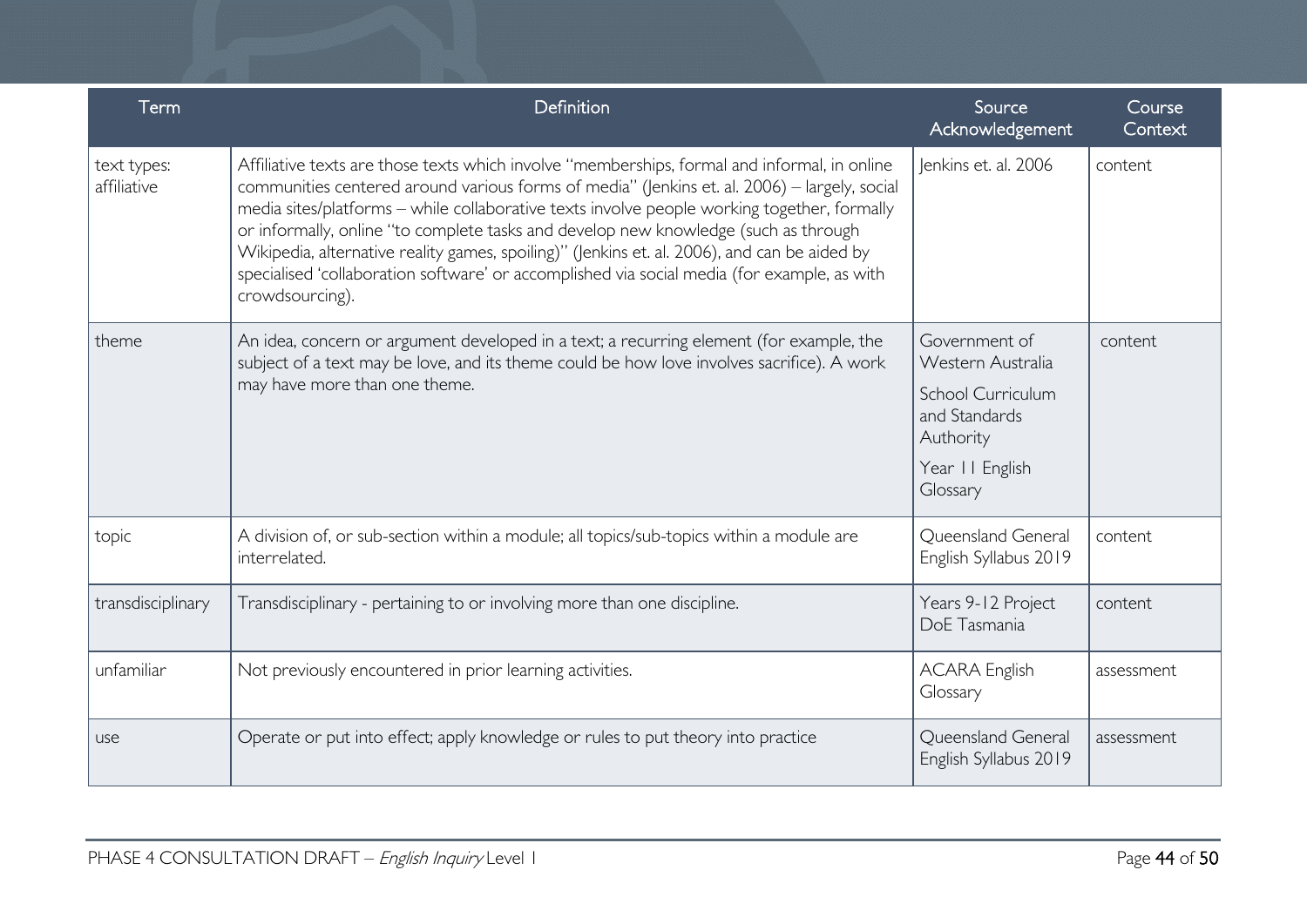| Term | Definition | Source Acknowledgement | Course Context |
|---|---|---|---|
| text types: affiliative | Affiliative texts are those texts which involve "memberships, formal and informal, in online communities centered around various forms of media" (Jenkins et. al. 2006) – largely, social media sites/platforms – while collaborative texts involve people working together, formally or informally, online "to complete tasks and develop new knowledge (such as through Wikipedia, alternative reality games, spoiling)" (Jenkins et. al. 2006), and can be aided by specialised 'collaboration software' or accomplished via social media (for example, as with crowdsourcing). | Jenkins et. al. 2006 | content |
| theme | An idea, concern or argument developed in a text; a recurring element (for example, the subject of a text may be love, and its theme could be how love involves sacrifice). A work may have more than one theme. | Government of Western Australia School Curriculum and Standards Authority Year 11 English Glossary | content |
| topic | A division of, or sub-section within a module; all topics/sub-topics within a module are interrelated. | Queensland General English Syllabus 2019 | content |
| transdisciplinary | Transdisciplinary - pertaining to or involving more than one discipline. | Years 9-12 Project DoE Tasmania | content |
| unfamiliar | Not previously encountered in prior learning activities. | ACARA English Glossary | assessment |
| use | Operate or put into effect; apply knowledge or rules to put theory into practice | Queensland General English Syllabus 2019 | assessment |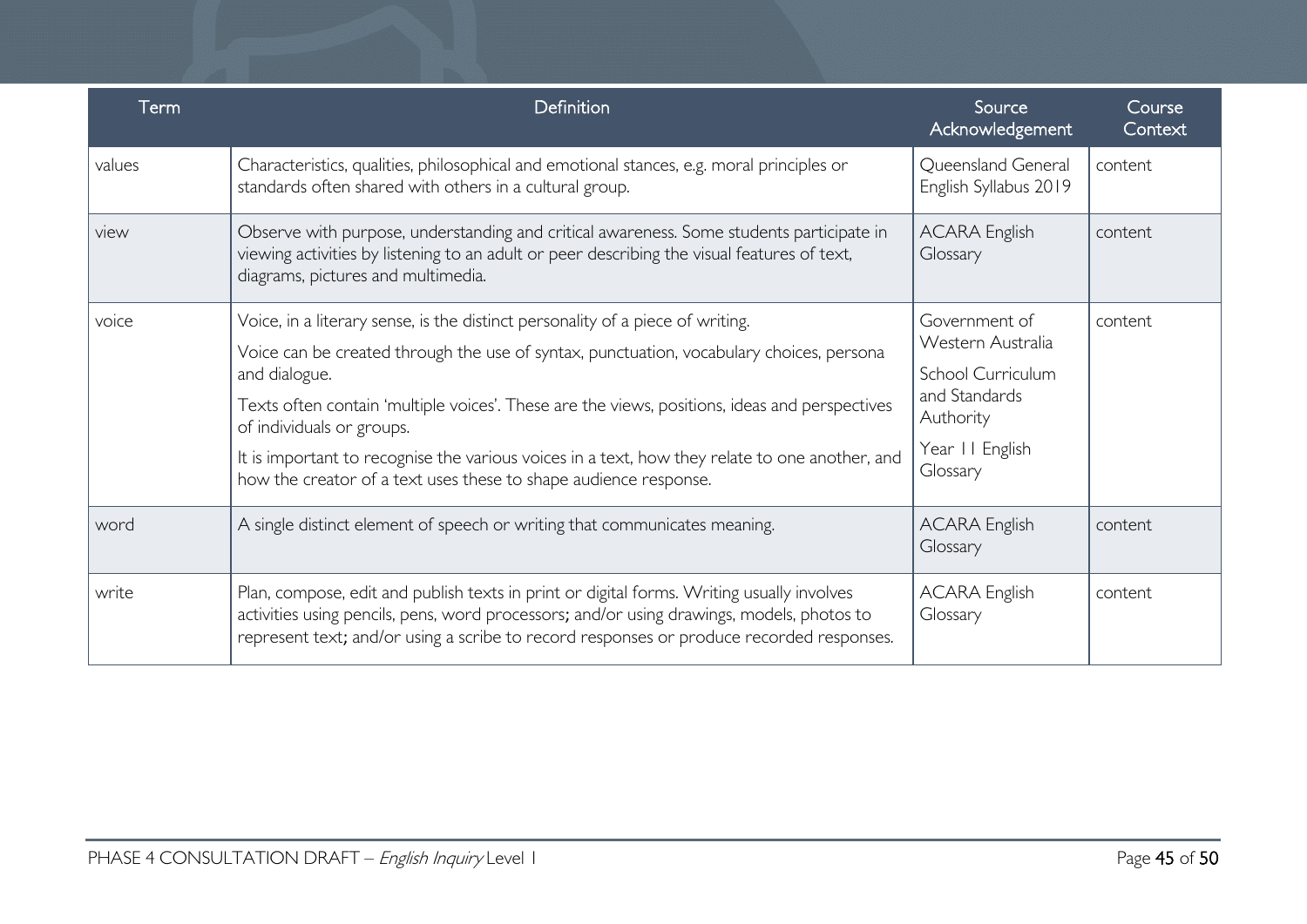| Term | Definition | Source Acknowledgement | Course Context |
|---|---|---|---|
| values | Characteristics, qualities, philosophical and emotional stances, e.g. moral principles or standards often shared with others in a cultural group. | Queensland General English Syllabus 2019 | content |
| view | Observe with purpose, understanding and critical awareness. Some students participate in viewing activities by listening to an adult or peer describing the visual features of text, diagrams, pictures and multimedia. | ACARA English Glossary | content |
| voice | Voice, in a literary sense, is the distinct personality of a piece of writing.<br>Voice can be created through the use of syntax, punctuation, vocabulary choices, persona and dialogue.<br>Texts often contain 'multiple voices'. These are the views, positions, ideas and perspectives of individuals or groups.<br>It is important to recognise the various voices in a text, how they relate to one another, and how the creator of a text uses these to shape audience response. | Government of Western Australia<br>School Curriculum and Standards Authority<br>Year 11 English Glossary | content |
| word | A single distinct element of speech or writing that communicates meaning. | ACARA English Glossary | content |
| write | Plan, compose, edit and publish texts in print or digital forms. Writing usually involves activities using pencils, pens, word processors; and/or using drawings, models, photos to represent text; and/or using a scribe to record responses or produce recorded responses. | ACARA English Glossary | content |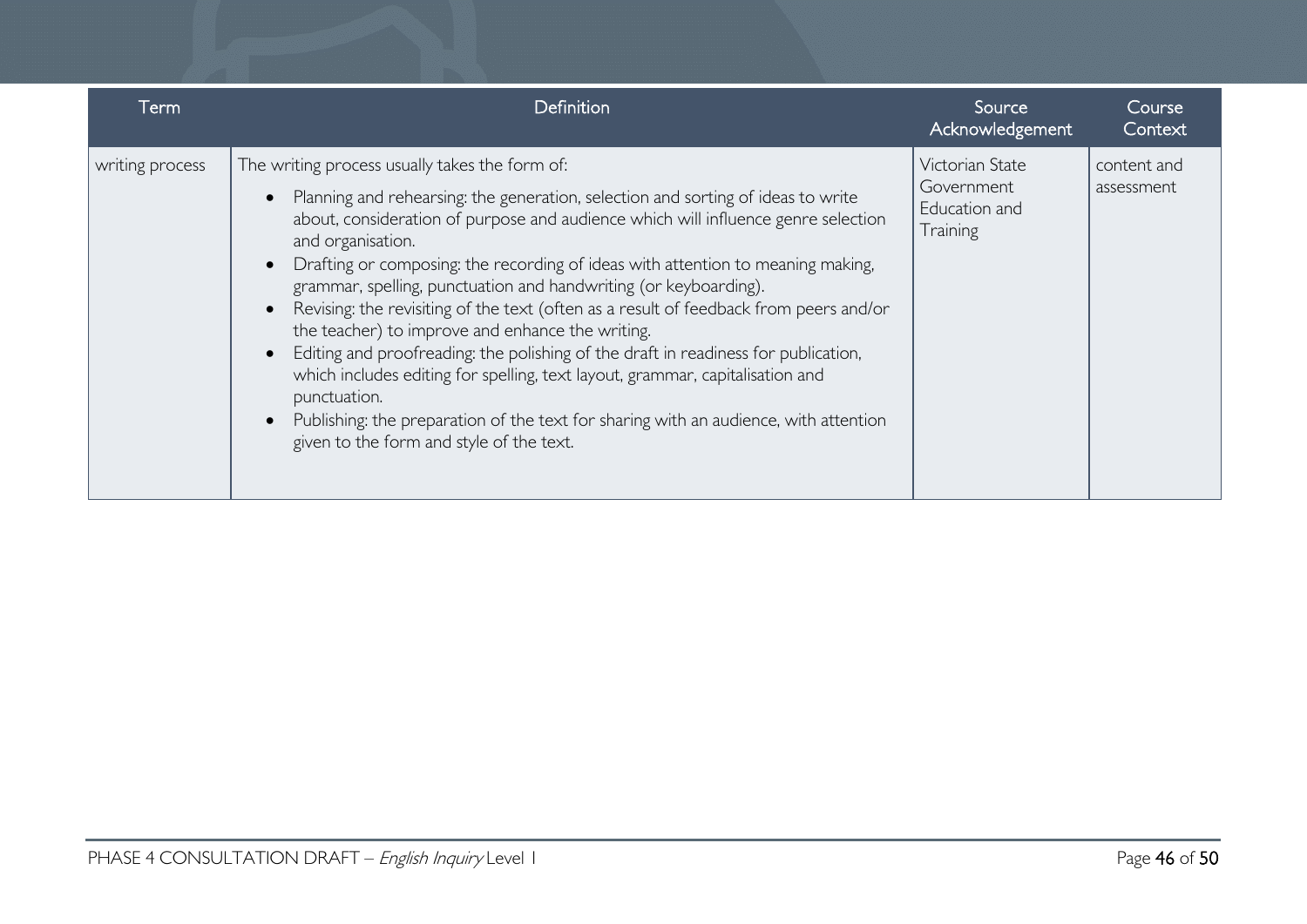| Term | Definition | Source Acknowledgement | Course Context |
| --- | --- | --- | --- |
| writing process | The writing process usually takes the form of:<br>• Planning and rehearsing: the generation, selection and sorting of ideas to write about, consideration of purpose and audience which will influence genre selection and organisation.<br>• Drafting or composing: the recording of ideas with attention to meaning making, grammar, spelling, punctuation and handwriting (or keyboarding).<br>• Revising: the revisiting of the text (often as a result of feedback from peers and/or the teacher) to improve and enhance the writing.<br>• Editing and proofreading: the polishing of the draft in readiness for publication, which includes editing for spelling, text layout, grammar, capitalisation and punctuation.<br>• Publishing: the preparation of the text for sharing with an audience, with attention given to the form and style of the text. | Victorian State Government Education and Training | content and assessment |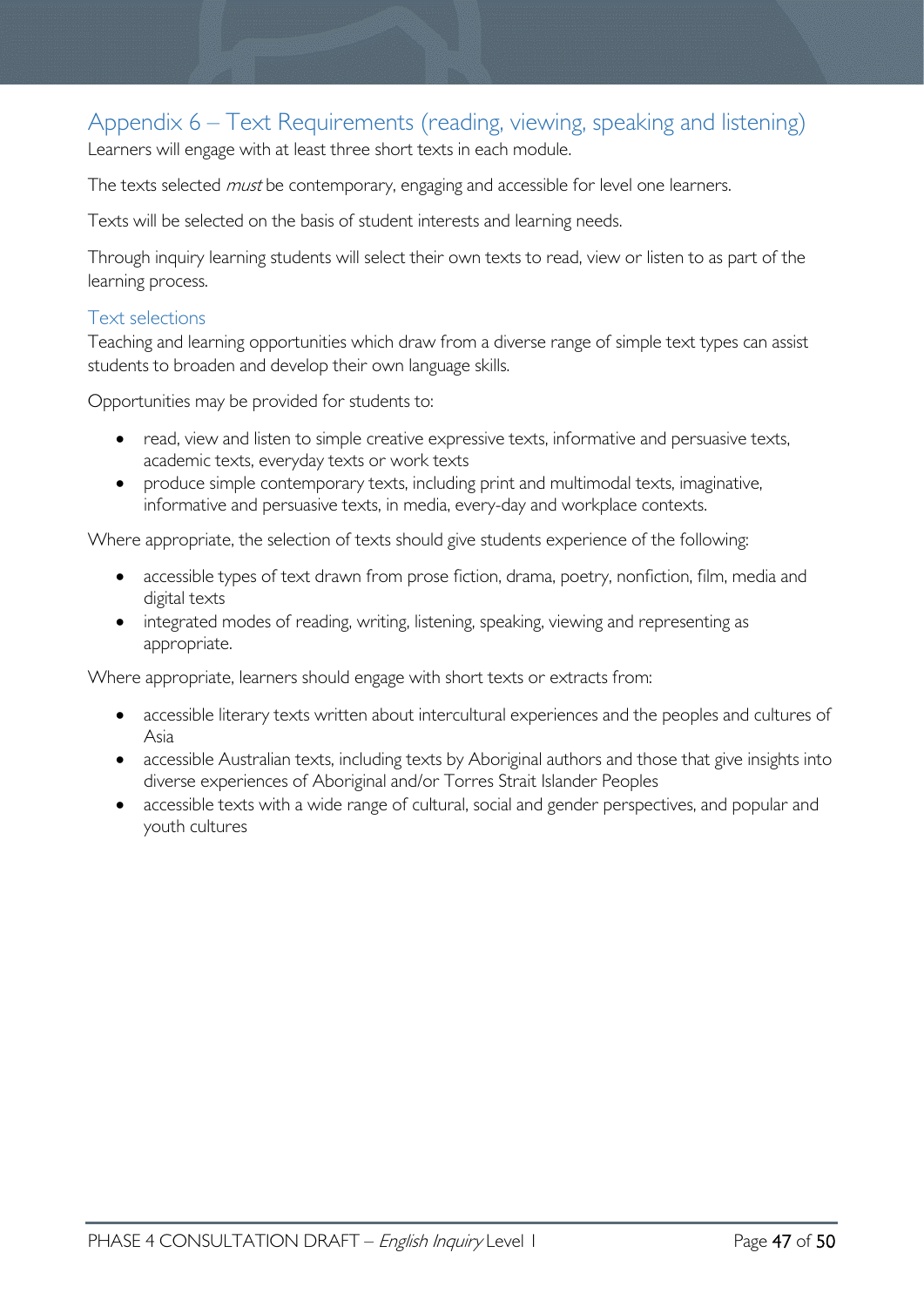## Appendix 6 – Text Requirements (reading, viewing, speaking and listening)

Learners will engage with at least three short texts in each module.

The texts selected *must* be contemporary, engaging and accessible for level one learners.

Texts will be selected on the basis of student interests and learning needs.

Through inquiry learning students will select their own texts to read, view or listen to as part of the learning process.

### Text selections

Teaching and learning opportunities which draw from a diverse range of simple text types can assist students to broaden and develop their own language skills.

Opportunities may be provided for students to:

- read, view and listen to simple creative expressive texts, informative and persuasive texts, academic texts, everyday texts or work texts
- produce simple contemporary texts, including print and multimodal texts, imaginative, informative and persuasive texts, in media, every-day and workplace contexts.

Where appropriate, the selection of texts should give students experience of the following:

- accessible types of text drawn from prose fiction, drama, poetry, nonfiction, film, media and digital texts
- integrated modes of reading, writing, listening, speaking, viewing and representing as appropriate.

Where appropriate, learners should engage with short texts or extracts from:

- accessible literary texts written about intercultural experiences and the peoples and cultures of Asia
- accessible Australian texts, including texts by Aboriginal authors and those that give insights into diverse experiences of Aboriginal and/or Torres Strait Islander Peoples
- accessible texts with a wide range of cultural, social and gender perspectives, and popular and youth cultures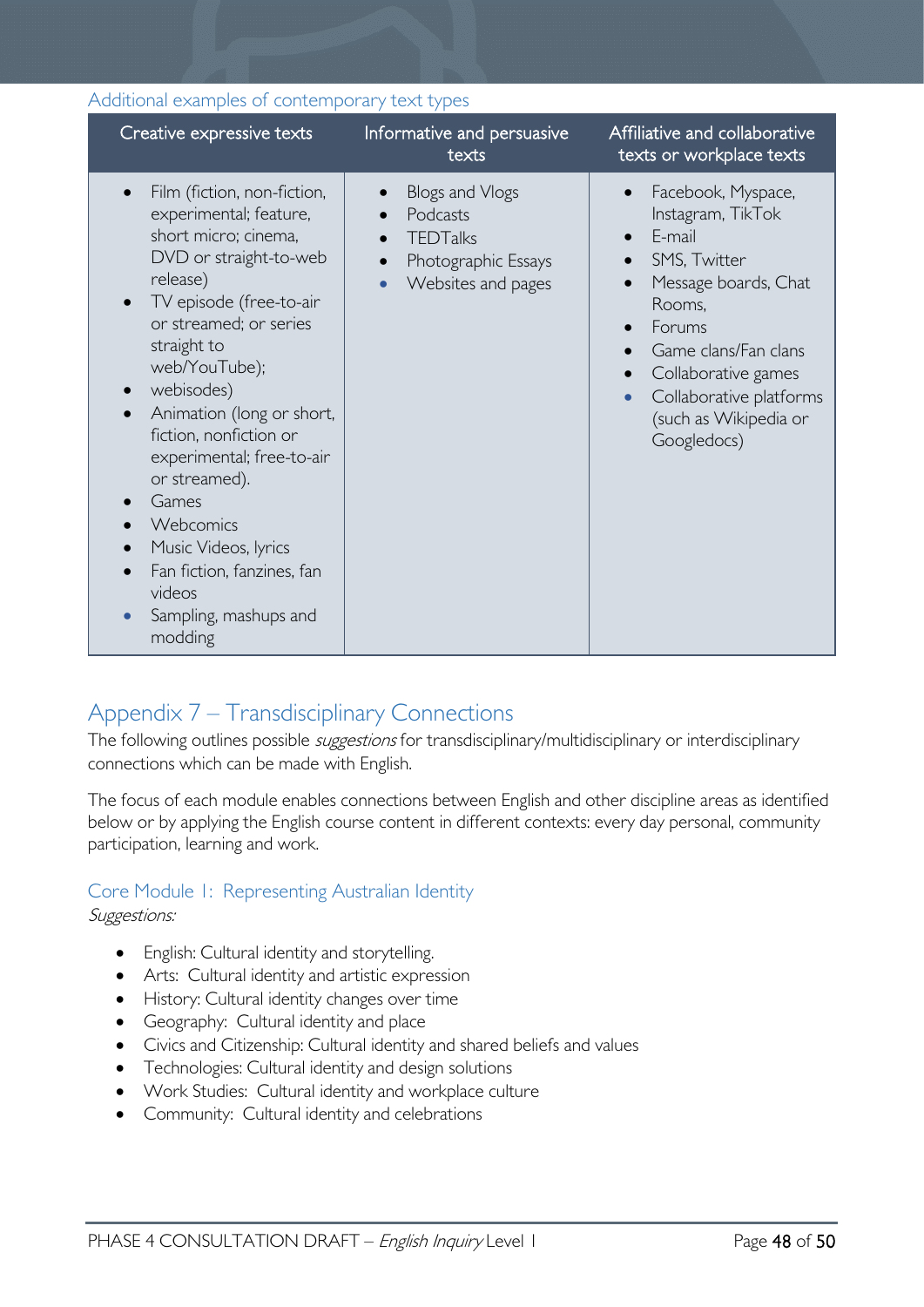### Additional examples of contemporary text types

| Creative expressive texts | Informative and persuasive texts | Affiliative and collaborative texts or workplace texts |
|---|---|---|
| • Film (fiction, non-fiction, experimental; feature, short micro; cinema, DVD or straight-to-web release)<br>• TV episode (free-to-air or streamed; or series straight to web/YouTube);<br>• webisodes)<br>• Animation (long or short, fiction, nonfiction or experimental; free-to-air or streamed).<br>• Games<br>• Webcomics<br>• Music Videos, lyrics<br>• Fan fiction, fanzines, fan videos<br>• Sampling, mashups and modding | • Blogs and Vlogs<br>• Podcasts<br>• TEDTalks<br>• Photographic Essays<br>• Websites and pages | • Facebook, Myspace, Instagram, TikTok<br>• E-mail<br>• SMS, Twitter<br>• Message boards, Chat Rooms,<br>• Forums<br>• Game clans/Fan clans<br>• Collaborative games<br>• Collaborative platforms (such as Wikipedia or Googledocs) |

## Appendix 7 – Transdisciplinary Connections

The following outlines possible *suggestions* for transdisciplinary/multidisciplinary or interdisciplinary connections which can be made with English.

The focus of each module enables connections between English and other discipline areas as identified below or by applying the English course content in different contexts: every day personal, community participation, learning and work.

### Core Module 1: Representing Australian Identity

*Suggestions:*

- English: Cultural identity and storytelling.
- Arts: Cultural identity and artistic expression
- History: Cultural identity changes over time
- Geography: Cultural identity and place
- Civics and Citizenship: Cultural identity and shared beliefs and values
- Technologies: Cultural identity and design solutions
- Work Studies: Cultural identity and workplace culture
- Community: Cultural identity and celebrations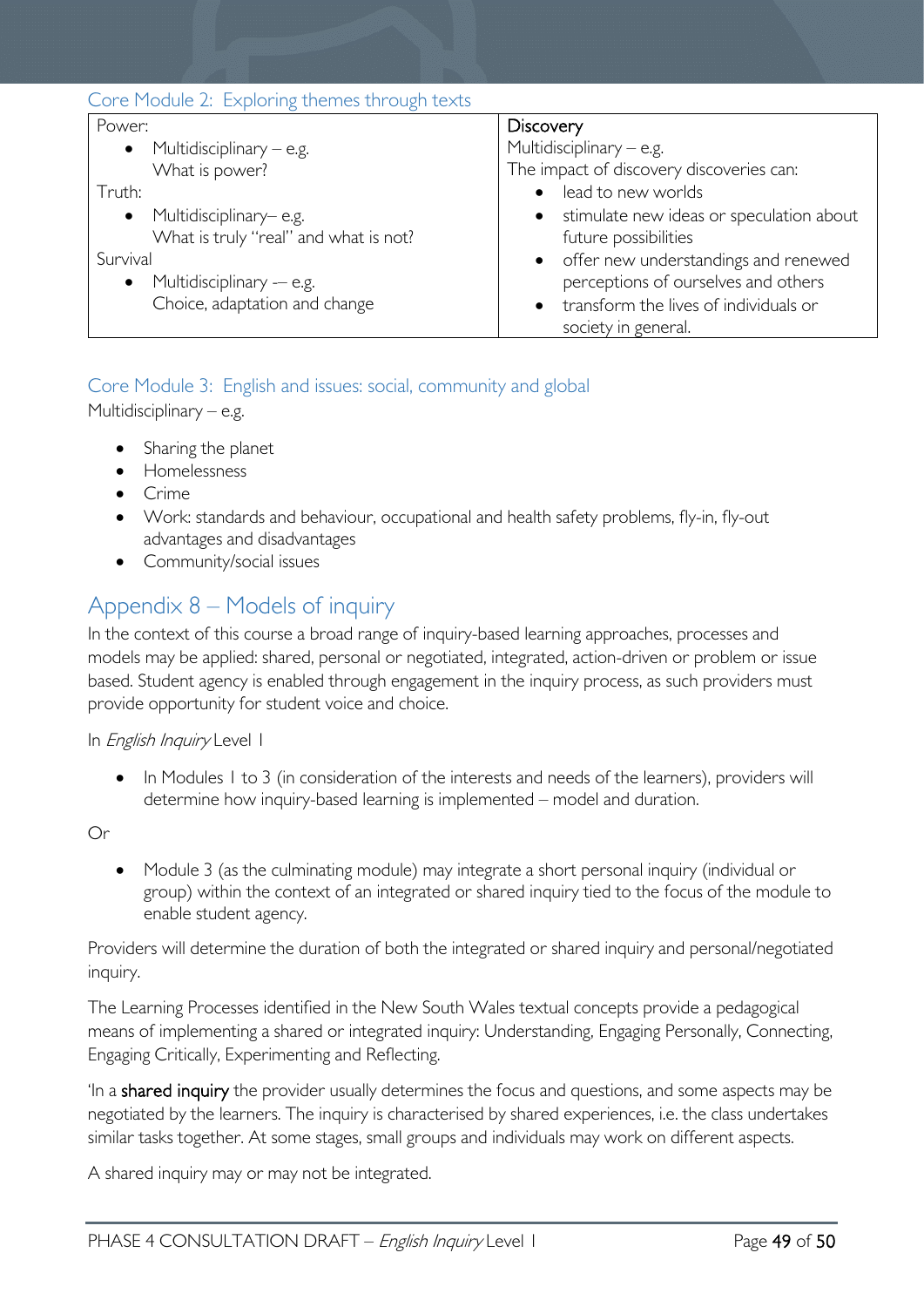### Core Module 2: Exploring themes through texts

| Power:<br>• Multidisciplinary – e.g. What is power?<br>Truth:<br>• Multidisciplinary– e.g. What is truly "real" and what is not?<br>Survival<br>• Multidisciplinary -– e.g. Choice, adaptation and change | Discovery<br>Multidisciplinary – e.g.<br>The impact of discovery discoveries can:<br>• lead to new worlds<br>• stimulate new ideas or speculation about future possibilities<br>• offer new understandings and renewed perceptions of ourselves and others<br>• transform the lives of individuals or society in general. |
|---|---|

### Core Module 3: English and issues: social, community and global

Multidisciplinary – e.g.

- Sharing the planet
- Homelessness
- Crime
- Work: standards and behaviour, occupational and health safety problems, fly-in, fly-out advantages and disadvantages
- Community/social issues

## Appendix 8 – Models of inquiry

In the context of this course a broad range of inquiry-based learning approaches, processes and models may be applied: shared, personal or negotiated, integrated, action-driven or problem or issue based. Student agency is enabled through engagement in the inquiry process, as such providers must provide opportunity for student voice and choice.

In *English Inquiry* Level 1

- In Modules 1 to 3 (in consideration of the interests and needs of the learners), providers will determine how inquiry-based learning is implemented – model and duration.

Or

- Module 3 (as the culminating module) may integrate a short personal inquiry (individual or group) within the context of an integrated or shared inquiry tied to the focus of the module to enable student agency.

Providers will determine the duration of both the integrated or shared inquiry and personal/negotiated inquiry.

The Learning Processes identified in the New South Wales textual concepts provide a pedagogical means of implementing a shared or integrated inquiry: Understanding, Engaging Personally, Connecting, Engaging Critically, Experimenting and Reflecting.

'In a **shared inquiry** the provider usually determines the focus and questions, and some aspects may be negotiated by the learners. The inquiry is characterised by shared experiences, i.e. the class undertakes similar tasks together. At some stages, small groups and individuals may work on different aspects.

A shared inquiry may or may not be integrated.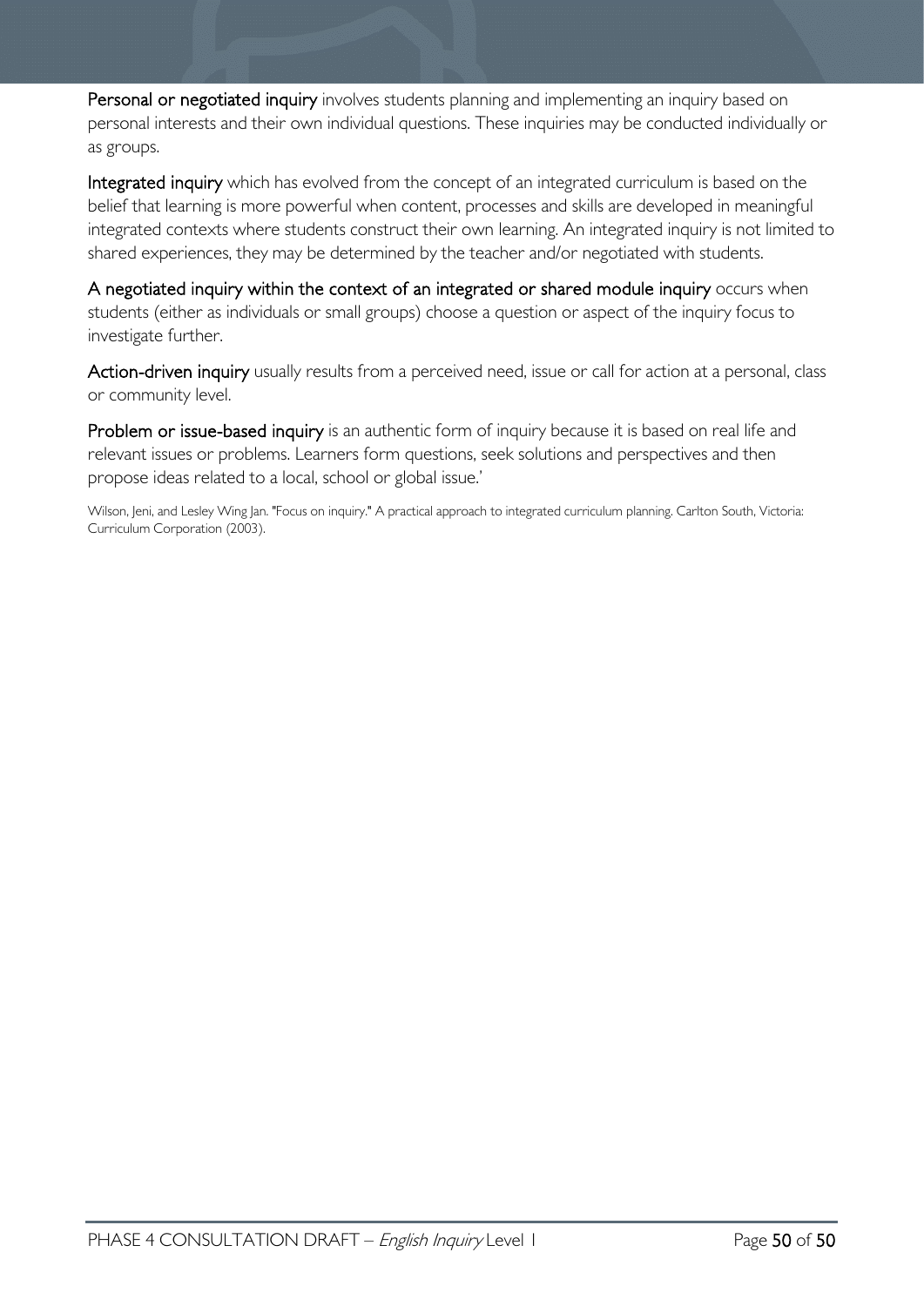**Personal or negotiated inquiry** involves students planning and implementing an inquiry based on personal interests and their own individual questions. These inquiries may be conducted individually or as groups.

**Integrated inquiry** which has evolved from the concept of an integrated curriculum is based on the belief that learning is more powerful when content, processes and skills are developed in meaningful integrated contexts where students construct their own learning. An integrated inquiry is not limited to shared experiences, they may be determined by the teacher and/or negotiated with students.

**A negotiated inquiry within the context of an integrated or shared module inquiry** occurs when students (either as individuals or small groups) choose a question or aspect of the inquiry focus to investigate further.

**Action-driven inquiry** usually results from a perceived need, issue or call for action at a personal, class or community level.

**Problem or issue-based inquiry** is an authentic form of inquiry because it is based on real life and relevant issues or problems. Learners form questions, seek solutions and perspectives and then propose ideas related to a local, school or global issue.'

Wilson, Jeni, and Lesley Wing Jan. "Focus on inquiry." A practical approach to integrated curriculum planning. Carlton South, Victoria: Curriculum Corporation (2003).